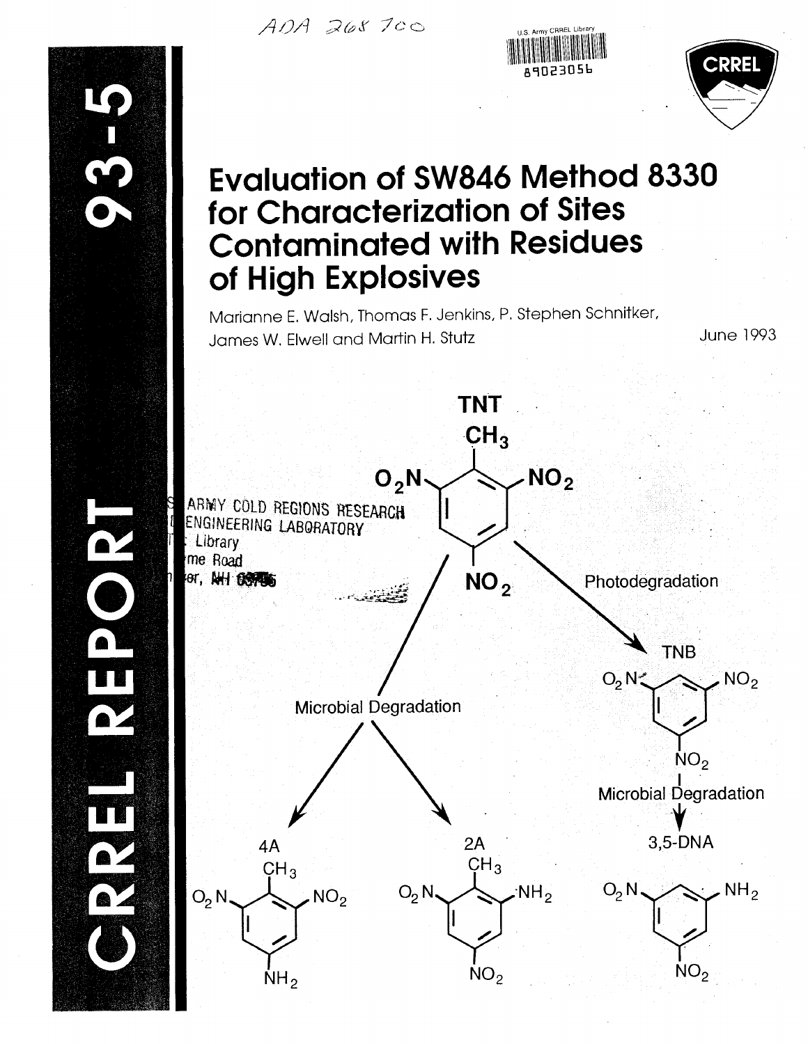ADA 268 700

U.S. Army CRREL Library

89023056

CRREL

# CRREL REPORT 93-5

# Evaluation of SW846 Method 8330 for Characterization of Sites Contaminated with Residues of High Explosives

Marianne E. Walsh, Thomas F. Jenkins, P. Stephen Schnitker, James W. Elwell and Martin H. Stutz

June 1993

U.S. ARMY COLD REGIONS RESEARCH & ENGINEERING LABORATORY
Library
72 Lyme Road
Hanover, NH 03755

TNT

Photodegradation

TNB

Microbial Degradation

Microbial Degradation

4A

2A

3,5-DNA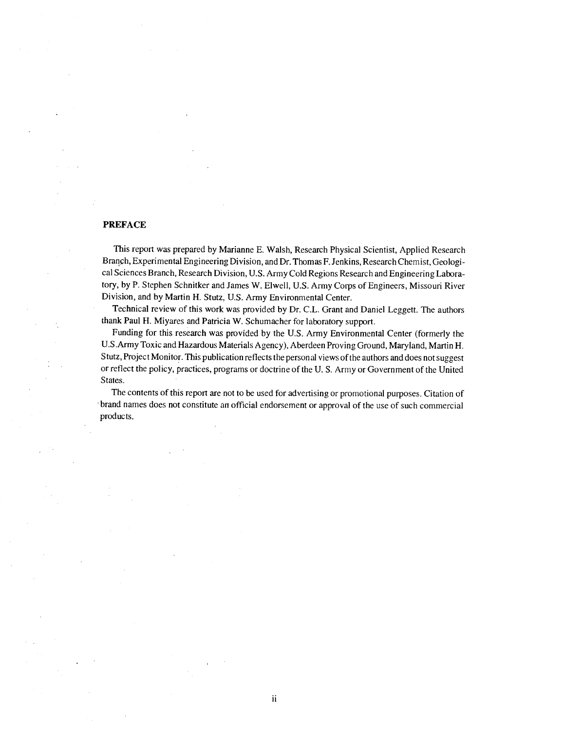## PREFACE

This report was prepared by Marianne E. Walsh, Research Physical Scientist, Applied Research Branch, Experimental Engineering Division, and Dr. Thomas F. Jenkins, Research Chemist, Geological Sciences Branch, Research Division, U.S. Army Cold Regions Research and Engineering Laboratory, by P. Stephen Schnitker and James W. Elwell, U.S. Army Corps of Engineers, Missouri River Division, and by Martin H. Stutz, U.S. Army Environmental Center.

Technical review of this work was provided by Dr. C.L. Grant and Daniel Leggett. The authors thank Paul H. Miyares and Patricia W. Schumacher for laboratory support.

Funding for this research was provided by the U.S. Army Environmental Center (formerly the U.S.Army Toxic and Hazardous Materials Agency), Aberdeen Proving Ground, Maryland, Martin H. Stutz, Project Monitor. This publication reflects the personal views of the authors and does not suggest or reflect the policy, practices, programs or doctrine of the U. S. Army or Government of the United States.

The contents of this report are not to be used for advertising or promotional purposes. Citation of brand names does not constitute an official endorsement or approval of the use of such commercial products.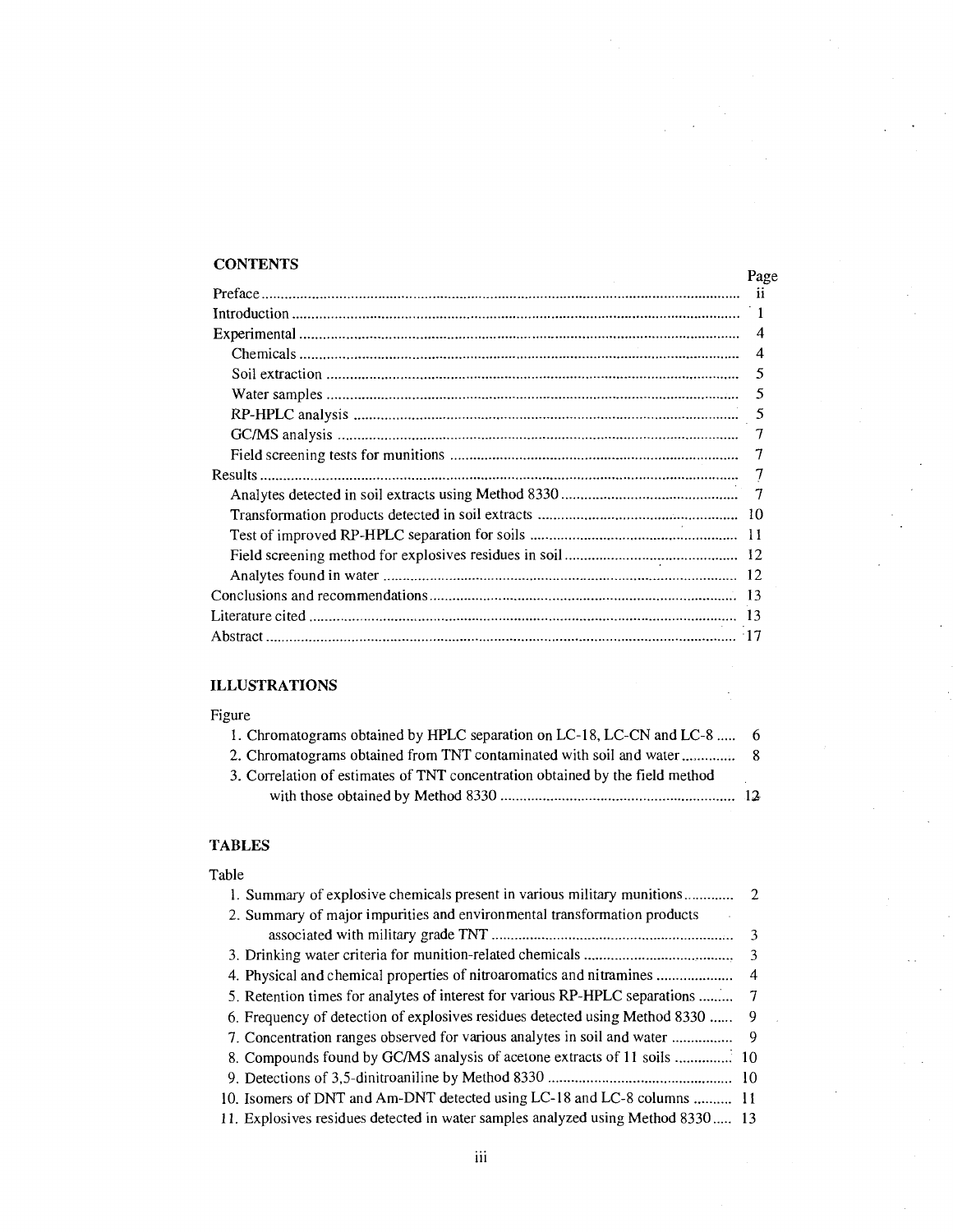## CONTENTS

| | Page |
|---|---|
| Preface | ii |
| Introduction | 1 |
| Experimental | 4 |
| Chemicals | 4 |
| Soil extraction | 5 |
| Water samples | 5 |
| RP-HPLC analysis | 5 |
| GC/MS analysis | 7 |
| Field screening tests for munitions | 7 |
| Results | 7 |
| Analytes detected in soil extracts using Method 8330 | 7 |
| Transformation products detected in soil extracts | 10 |
| Test of improved RP-HPLC separation for soils | 11 |
| Field screening method for explosives residues in soil | 12 |
| Analytes found in water | 12 |
| Conclusions and recommendations | 13 |
| Literature cited | 13 |
| Abstract | 17 |

## ILLUSTRATIONS

| Figure | |
|---|---|
| 1. Chromatograms obtained by HPLC separation on LC-18, LC-CN and LC-8 | 6 |
| 2. Chromatograms obtained from TNT contaminated with soil and water | 8 |
| 3. Correlation of estimates of TNT concentration obtained by the field method with those obtained by Method 8330 | 12 |

## TABLES

| Table | |
|---|---|
| 1. Summary of explosive chemicals present in various military munitions | 2 |
| 2. Summary of major impurities and environmental transformation products associated with military grade TNT | 3 |
| 3. Drinking water criteria for munition-related chemicals | 3 |
| 4. Physical and chemical properties of nitroaromatics and nitramines | 4 |
| 5. Retention times for analytes of interest for various RP-HPLC separations | 7 |
| 6. Frequency of detection of explosives residues detected using Method 8330 | 9 |
| 7. Concentration ranges observed for various analytes in soil and water | 9 |
| 8. Compounds found by GC/MS analysis of acetone extracts of 11 soils | 10 |
| 9. Detections of 3,5-dinitroaniline by Method 8330 | 10 |
| 10. Isomers of DNT and Am-DNT detected using LC-18 and LC-8 columns | 11 |
| 11. Explosives residues detected in water samples analyzed using Method 8330 | 13 |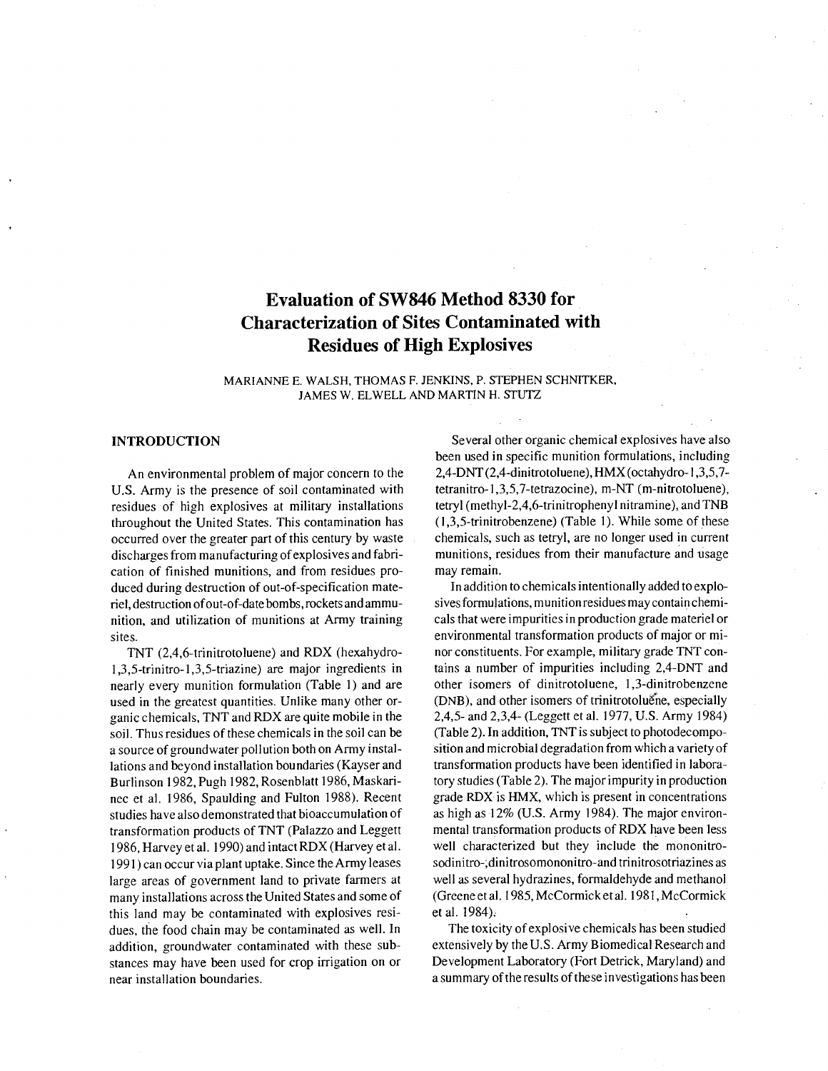# Evaluation of SW846 Method 8330 for Characterization of Sites Contaminated with Residues of High Explosives

MARIANNE E. WALSH, THOMAS F. JENKINS, P. STEPHEN SCHNITKER, JAMES W. ELWELL AND MARTIN H. STUTZ

## INTRODUCTION

An environmental problem of major concern to the U.S. Army is the presence of soil contaminated with residues of high explosives at military installations throughout the United States. This contamination has occurred over the greater part of this century by waste discharges from manufacturing of explosives and fabrication of finished munitions, and from residues produced during destruction of out-of-specification materiel, destruction of out-of-date bombs, rockets and ammunition, and utilization of munitions at Army training sites.

TNT (2,4,6-trinitrotoluene) and RDX (hexahydro-1,3,5-trinitro-1,3,5-triazine) are major ingredients in nearly every munition formulation (Table 1) and are used in the greatest quantities. Unlike many other organic chemicals, TNT and RDX are quite mobile in the soil. Thus residues of these chemicals in the soil can be a source of groundwater pollution both on Army installations and beyond installation boundaries (Kayser and Burlinson 1982, Pugh 1982, Rosenblatt 1986, Maskarinec et al. 1986, Spaulding and Fulton 1988). Recent studies have also demonstrated that bioaccumulation of transformation products of TNT (Palazzo and Leggett 1986, Harvey et al. 1990) and intact RDX (Harvey et al. 1991) can occur via plant uptake. Since the Army leases large areas of government land to private farmers at many installations across the United States and some of this land may be contaminated with explosives residues, the food chain may be contaminated as well. In addition, groundwater contaminated with these substances may have been used for crop irrigation on or near installation boundaries.

Several other organic chemical explosives have also been used in specific munition formulations, including 2,4-DNT (2,4-dinitrotoluene), HMX (octahydro-1,3,5,7-tetranitro-1,3,5,7-tetrazocine), m-NT (m-nitrotoluene), tetryl (methyl-2,4,6-trinitrophenyl nitramine), and TNB (1,3,5-trinitrobenzene) (Table 1). While some of these chemicals, such as tetryl, are no longer used in current munitions, residues from their manufacture and usage may remain.

In addition to chemicals intentionally added to explosives formulations, munition residues may contain chemicals that were impurities in production grade materiel or environmental transformation products of major or minor constituents. For example, military grade TNT contains a number of impurities including 2,4-DNT and other isomers of dinitrotoluene, 1,3-dinitrobenzene (DNB), and other isomers of trinitrotoluene, especially 2,4,5- and 2,3,4- (Leggett et al. 1977, U.S. Army 1984) (Table 2). In addition, TNT is subject to photodecomposition and microbial degradation from which a variety of transformation products have been identified in laboratory studies (Table 2). The major impurity in production grade RDX is HMX, which is present in concentrations as high as 12% (U.S. Army 1984). The major environmental transformation products of RDX have been less well characterized but they include the mononitrosodinitro-, dinitrosomononitro- and trinitrosotriazines as well as several hydrazines, formaldehyde and methanol (Greene et al. 1985, McCormick et al. 1981, McCormick et al. 1984).

The toxicity of explosive chemicals has been studied extensively by the U.S. Army Biomedical Research and Development Laboratory (Fort Detrick, Maryland) and a summary of the results of these investigations has been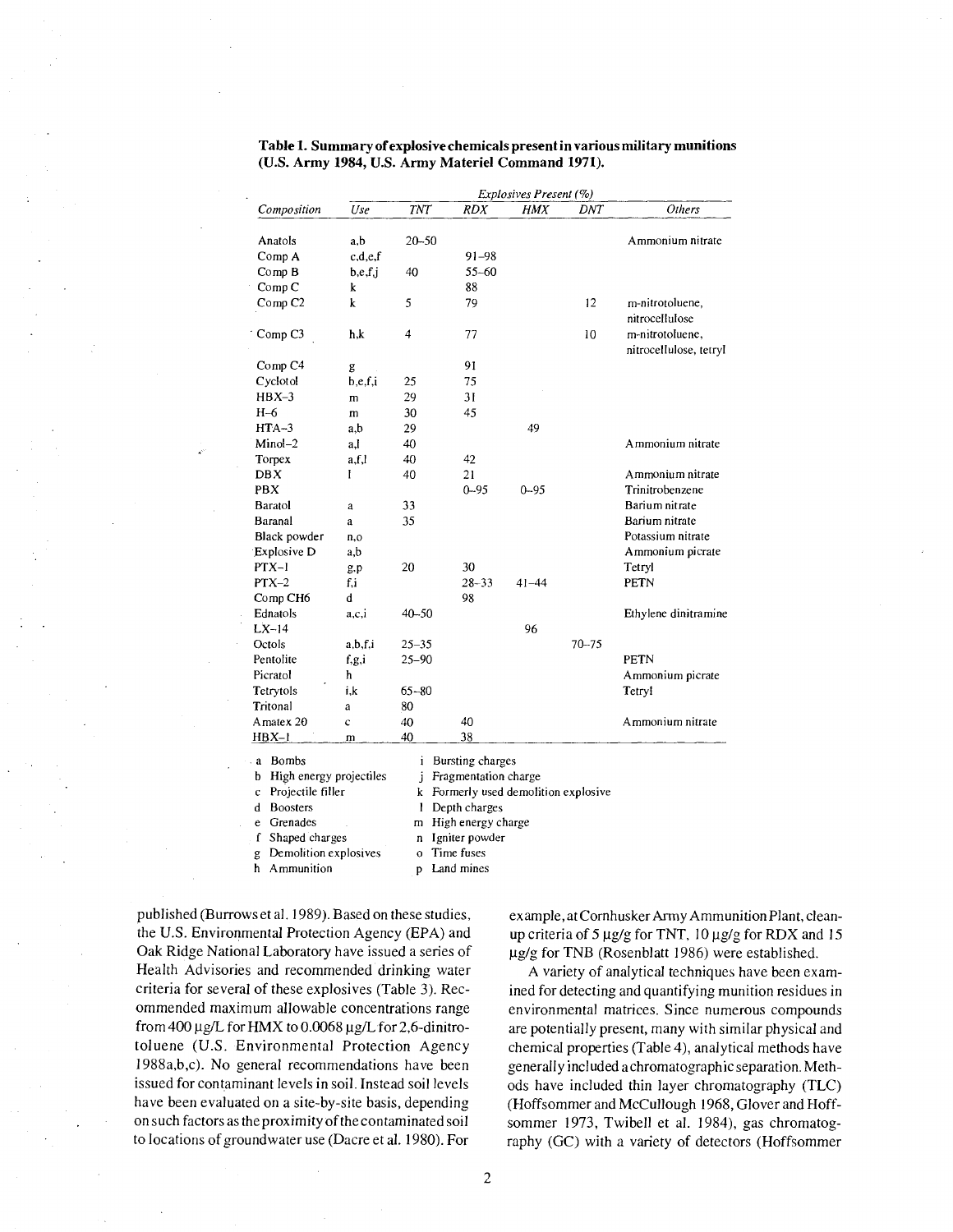**Table 1. Summary of explosive chemicals present in various military munitions (U.S. Army 1984, U.S. Army Materiel Command 1971).**

| Composition | Use | Explosives Present (%) TNT | RDX | HMX | DNT | Others |
|---|---|---|---|---|---|---|
| Anatols | a,b | 20–50 | | | | Ammonium nitrate |
| Comp A | c,d,e,f | | 91–98 | | | |
| Comp B | b,e,f,j | 40 | 55–60 | | | |
| Comp C | k | | 88 | | | |
| Comp C2 | k | 5 | 79 | | 12 | m-nitrotoluene, nitrocellulose |
| Comp C3 | h,k | 4 | 77 | | 10 | m-nitrotoluene, nitrocellulose, tetryl |
| Comp C4 | g | | 91 | | | |
| Cyclotol | b,e,f,i | 25 | 75 | | | |
| HBX–3 | m | 29 | 31 | | | |
| H–6 | m | 30 | 45 | | | |
| HTA–3 | a,b | 29 | | 49 | | |
| Minol–2 | a,l | 40 | | | | Ammonium nitrate |
| Torpex | a,f,l | 40 | 42 | | | |
| DBX | l | 40 | 21 | | | Ammonium nitrate |
| PBX | | | 0–95 | 0–95 | | Trinitrobenzene |
| Baratol | a | 33 | | | | Barium nitrate |
| Baranal | a | 35 | | | | Barium nitrate |
| Black powder | n,o | | | | | Potassium nitrate |
| Explosive D | a,b | | | | | Ammonium picrate |
| PTX–1 | g,p | 20 | 30 | | | Tetryl |
| PTX–2 | f,i | | 28–33 | 41–44 | | PETN |
| Comp CH6 | d | | 98 | | | |
| Ednatols | a,c,i | 40–50 | | | | Ethylene dinitramine |
| LX–14 | | | | 96 | | |
| Octols | a,b,f,i | 25–35 | | | 70–75 | |
| Pentolite | f,g,i | 25–90 | | | | PETN |
| Picratol | h | | | | | Ammonium picrate |
| Tetrytols | i,k | 65–80 | | | | Tetryl |
| Tritonal | a | 80 | | | | |
| Amatex 20 | c | 40 | 40 | | | Ammonium nitrate |
| HBX–1 | m | 40 | 38 | | | |

a Bombs
b High energy projectiles
c Projectile filler
d Boosters
e Grenades
f Shaped charges
g Demolition explosives
h Ammunition
i Bursting charges
j Fragmentation charge
k Formerly used demolition explosive
l Depth charges
m High energy charge
n Igniter powder
o Time fuses
p Land mines

published (Burrows et al. 1989). Based on these studies, the U.S. Environmental Protection Agency (EPA) and Oak Ridge National Laboratory have issued a series of Health Advisories and recommended drinking water criteria for several of these explosives (Table 3). Recommended maximum allowable concentrations range from 400 µg/L for HMX to 0.0068 µg/L for 2,6-dinitrotoluene (U.S. Environmental Protection Agency 1988a,b,c). No general recommendations have been issued for contaminant levels in soil. Instead soil levels have been evaluated on a site-by-site basis, depending on such factors as the proximity of the contaminated soil to locations of groundwater use (Dacre et al. 1980). For example, at Cornhusker Army Ammunition Plant, cleanup criteria of 5 µg/g for TNT, 10 µg/g for RDX and 15 µg/g for TNB (Rosenblatt 1986) were established.

A variety of analytical techniques have been examined for detecting and quantifying munition residues in environmental matrices. Since numerous compounds are potentially present, many with similar physical and chemical properties (Table 4), analytical methods have generally included a chromatographic separation. Methods have included thin layer chromatography (TLC) (Hoffsommer and McCullough 1968, Glover and Hoffsommer 1973, Twibell et al. 1984), gas chromatography (GC) with a variety of detectors (Hoffsommer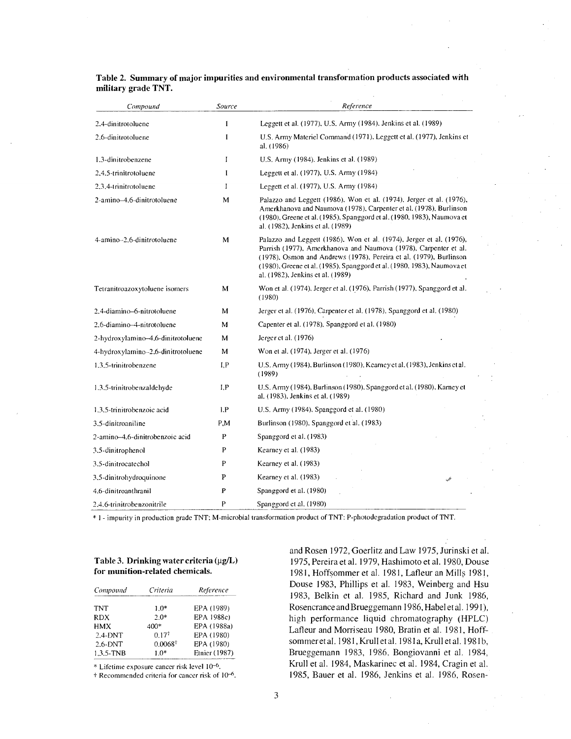**Table 2. Summary of major impurities and environmental transformation products associated with military grade TNT.**

| *Compound* | *Source* | *Reference* |
|---|---|---|
| 2,4-dinitrotoluene | I | Leggett et al. (1977), U.S. Army (1984), Jenkins et al. (1989) |
| 2,6-dinitrotoluene | I | U.S. Army Materiel Command (1971), Leggett et al. (1977), Jenkins et al. (1986) |
| 1,3-dinitrobenzene | I | U.S. Army (1984), Jenkins et al. (1989) |
| 2,4,5-trinitrotoluene | I | Leggett et al. (1977), U.S. Army (1984) |
| 2,3,4-trinitrotoluene | I | Leggett et al. (1977), U.S. Army (1984) |
| 2-amino–4,6-dinitrotoluene | M | Palazzo and Leggett (1986), Won et al. (1974), Jerger et al. (1976), Amerkhanova and Naumova (1978), Carpenter et al. (1978), Burlinson (1980), Greene et al. (1985), Spanggord et al. (1980, 1983), Naumova et al. (1982), Jenkins et al. (1989) |
| 4-amino–2,6-dinitrotoluene | M | Palazzo and Leggett (1986), Won et al. (1974), Jerger et al. (1976), Parrish (1977), Amerkhanova and Naumova (1978), Carpenter et al. (1978), Osmon and Andrews (1978), Pereira et al. (1979), Burlinson (1980), Greene et al. (1985), Spanggord et al. (1980, 1983), Naumova et al. (1982), Jenkins et al. (1989) |
| Tetranitroazoxytoluene isomers | M | Won et al. (1974), Jerger et al. (1976), Parrish (1977), Spanggord et al. (1980) |
| 2,4-diamino–6-nitrotoluene | M | Jerger et al. (1976), Carpenter et al. (1978), Spanggord et al. (1980) |
| 2,6-diamino–4-nitrotoluene | M | Capenter et al. (1978), Spanggord et al. (1980) |
| 2-hydroxylamino–4,6-dinitrotoluene | M | Jerger et al. (1976) |
| 4-hydroxylamino–2,6-dinitrotoluene | M | Won et al. (1974), Jerger et al. (1976) |
| 1,3,5-trinitrobenzene | I,P | U.S. Army (1984), Burlinson (1980), Kearney et al. (1983), Jenkins et al. (1989) |
| 1,3,5-trinitrobenzaldehyde | I,P | U.S. Army (1984), Burlinson (1980), Spanggord et al. (1980), Karney et al. (1983), Jenkins et al. (1989) |
| 1,3,5-trinitrobenzoic acid | I,P | U.S. Army (1984), Spanggord et al. (1980) |
| 3,5-dinitroaniline | P,M | Burlinson (1980), Spanggord et al. (1983) |
| 2-amino–4,6-dinitrobenzoic acid | P | Spanggord et al. (1983) |
| 3,5-dinitrophenol | P | Kearney et al. (1983) |
| 3,5-dinitrocatechol | P | Kearney et al. (1983) |
| 3,5-dinitrohydroquinone | P | Kearney et al. (1983) |
| 4,6-dinitroanthranil | P | Spanggord et al. (1980) |
| 2,4,6-trinitrobenzonitrile | P | Spanggord et al. (1980) |

\* I - impurity in production grade TNT; M-microbial transformation product of TNT; P-photodegradation product of TNT.

**Table 3. Drinking water criteria (μg/L) for munition-related chemicals.**

| *Compound* | *Criteria* | *Reference* |
|---|---|---|
| TNT | 1.0* | EPA (1989) |
| RDX | 2.0* | EPA 1988c) |
| HMX | 400* | EPA (1988a) |
| 2,4-DNT | 0.17† | EPA (1980) |
| 2,6-DNT | 0.0068† | EPA (1980) |
| 1,3,5-TNB | 1.0* | Etnier (1987) |

\* Lifetime exposure cancer risk level $10^{-6}$.
† Recommended criteria for cancer risk of $10^{-6}$.

and Rosen 1972, Goerlitz and Law 1975, Jurinski et al. 1975, Pereira et al. 1979, Hashimoto et al. 1980, Douse 1981, Hoffsommer et al. 1981, Lafleur an Mills 1981, Douse 1983, Phillips et al. 1983, Weinberg and Hsu 1983, Belkin et al. 1985, Richard and Junk 1986, Rosencrance and Brueggemann 1986, Habel et al. 1991), high performance liquid chromatography (HPLC) Lafleur and Morriseau 1980, Bratin et al. 1981, Hoffsommer et al. 1981, Krull et al. 1981a, Krull et al. 1981b, Brueggemann 1983, 1986, Bongiovanni et al. 1984, Krull et al. 1984, Maskarinec et al. 1984, Cragin et al. 1985, Bauer et al. 1986, Jenkins et al. 1986, Rosen-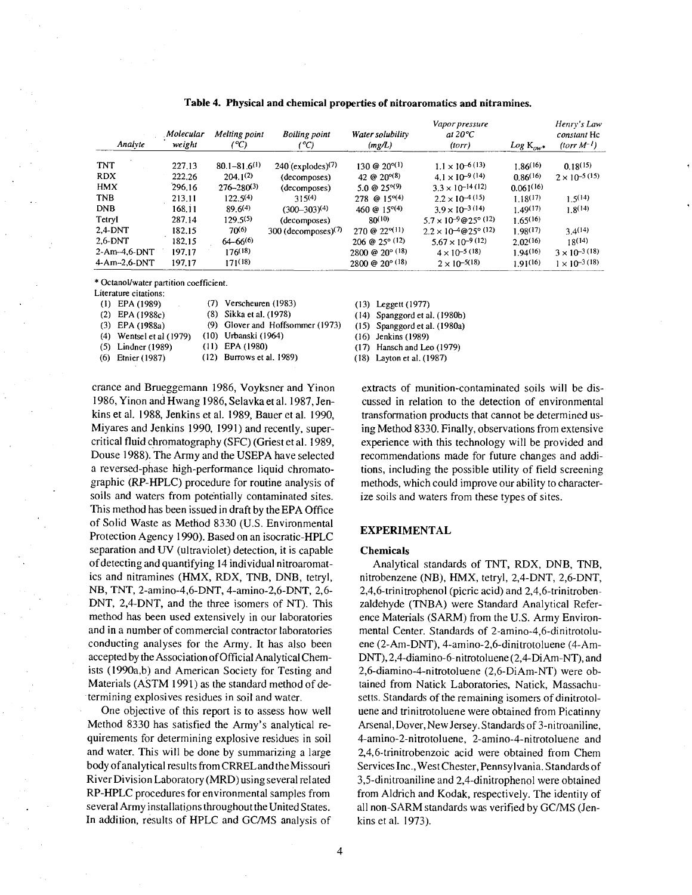**Table 4. Physical and chemical properties of nitroaromatics and nitramines.**

| Analyte | Molecular weight | Melting point (°C) | Boiling point (°C) | Water solubility (mg/L) | Vapor pressure at 20°C (torr) | Log $K_{ow}$* | Henry's Law constant Hc (torr $M^{-1}$) |
|---|---|---|---|---|---|---|---|
| TNT | 227.13 | 80.1–81.6[1] | 240 (explodes)[7] | 130 @ 20°[1] | $1.1 \times 10^{-6}$ [13] | 1.86[16] | 0.18[15] |
| RDX | 222.26 | 204.1[2] | (decomposes) | 42 @ 20°[8] | $4.1 \times 10^{-9}$ [14] | 0.86[16] | $2 \times 10^{-5}$ [15] |
| HMX | 296.16 | 276–280[3] | (decomposes) | 5.0 @ 25°[9] | $3.3 \times 10^{-14}$ [12] | 0.061[16] | |
| TNB | 213.11 | 122.5[4] | 315[4] | 278 @ 15°[4] | $2.2 \times 10^{-4}$ [15] | 1.18[17] | 1.5[14] |
| DNB | 168.11 | 89.6[4] | (300–303)[4] | 460 @ 15°[4] | $3.9 \times 10^{-3}$ [14] | 1.49[17] | 1.8[14] |
| Tetryl | 287.14 | 129.5[5] | (decomposes) | 80[10] | $5.7 \times 10^{-9}$@25° [12] | 1.65[16] | |
| 2,4-DNT | 182.15 | 70[6] | 300 (decomposes)[7] | 270 @ 22°[11] | $2.2 \times 10^{-4}$@25° [12] | 1.98[17] | 3.4[14] |
| 2,6-DNT | 182.15 | 64–66[6] | | 206 @ 25° [12] | $5.67 \times 10^{-9}$ [12] | 2.02[16] | 18[14] |
| 2-Am-4,6-DNT | 197.17 | 176[18] | | 2800 @ 20° [18] | $4 \times 10^{-5}$ [18] | 1.94[16] | $3 \times 10^{-3}$ [18] |
| 4-Am-2,6-DNT | 197.17 | 171[18] | | 2800 @ 20° [18] | $2 \times 10^{-5}$[18] | 1.91[16] | $1 \times 10^{-3}$ [18] |

\* Octanol/water partition coefficient.

Literature citations:

(1) EPA (1989)
(2) EPA (1988c)
(3) EPA (1988a)
(4) Wentsel et al (1979)
(5) Lindner (1989)
(6) Etnier (1987)
(7) Verscheuren (1983)
(8) Sikka et al. (1978)
(9) Glover and Hoffsommer (1973)
(10) Urbanski (1964)
(11) EPA (1980)
(12) Burrows et al. 1989)
(13) Leggett (1977)
(14) Spanggord et al. (1980b)
(15) Spanggord et al. (1980a)
(16) Jenkins (1989)
(17) Hansch and Leo (1979)
(18) Layton et al. (1987)

crance and Brueggemann 1986, Voyksner and Yinon 1986, Yinon and Hwang 1986, Selavka et al. 1987, Jenkins et al. 1988, Jenkins et al. 1989, Bauer et al. 1990, Miyares and Jenkins 1990, 1991) and recently, supercritical fluid chromatography (SFC) (Griest et al. 1989, Douse 1988). The Army and the USEPA have selected a reversed-phase high-performance liquid chromatographic (RP-HPLC) procedure for routine analysis of soils and waters from potentially contaminated sites. This method has been issued in draft by the EPA Office of Solid Waste as Method 8330 (U.S. Environmental Protection Agency 1990). Based on an isocratic-HPLC separation and UV (ultraviolet) detection, it is capable of detecting and quantifying 14 individual nitroaromatics and nitramines (HMX, RDX, TNB, DNB, tetryl, NB, TNT, 2-amino-4,6-DNT, 4-amino-2,6-DNT, 2,6-DNT, 2,4-DNT, and the three isomers of NT). This method has been used extensively in our laboratories and in a number of commercial contractor laboratories conducting analyses for the Army. It has also been accepted by the Association of Official Analytical Chemists (1990a,b) and American Society for Testing and Materials (ASTM 1991) as the standard method of determining explosives residues in soil and water.

One objective of this report is to assess how well Method 8330 has satisfied the Army's analytical requirements for determining explosive residues in soil and water. This will be done by summarizing a large body of analytical results from CRREL and the Missouri River Division Laboratory (MRD) using several related RP-HPLC procedures for environmental samples from several Army installations throughout the United States. In addition, results of HPLC and GC/MS analysis of extracts of munition-contaminated soils will be discussed in relation to the detection of environmental transformation products that cannot be determined using Method 8330. Finally, observations from extensive experience with this technology will be provided and recommendations made for future changes and additions, including the possible utility of field screening methods, which could improve our ability to characterize soils and waters from these types of sites.

## EXPERIMENTAL

### Chemicals

Analytical standards of TNT, RDX, DNB, TNB, nitrobenzene (NB), HMX, tetryl, 2,4-DNT, 2,6-DNT, 2,4,6-trinitrophenol (picric acid) and 2,4,6-trinitrobenzaldehyde (TNBA) were Standard Analytical Reference Materials (SARM) from the U.S. Army Environmental Center. Standards of 2-amino-4,6-dinitrotoluene (2-Am-DNT), 4-amino-2,6-dinitrotoluene (4-Am-DNT), 2,4-diamino-6-nitrotoluene (2,4-DiAm-NT), and 2,6-diamino-4-nitrotoluene (2,6-DiAm-NT) were obtained from Natick Laboratories, Natick, Massachusetts. Standards of the remaining isomers of dinitrotoluene and trinitrotoluene were obtained from Picatinny Arsenal, Dover, New Jersey. Standards of 3-nitroaniline, 4-amino-2-nitrotoluene, 2-amino-4-nitrotoluene and 2,4,6-trinitrobenzoic acid were obtained from Chem Services Inc., West Chester, Pennsylvania. Standards of 3,5-dinitroaniline and 2,4-dinitrophenol were obtained from Aldrich and Kodak, respectively. The identity of all non-SARM standards was verified by GC/MS (Jenkins et al. 1973).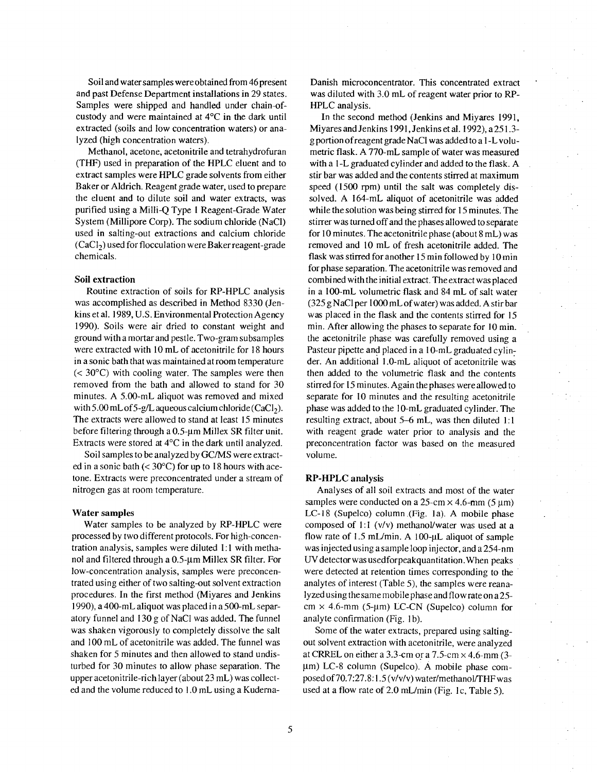Soil and water samples were obtained from 46 present and past Defense Department installations in 29 states. Samples were shipped and handled under chain-of-custody and were maintained at 4°C in the dark until extracted (soils and low concentration waters) or analyzed (high concentration waters).

Methanol, acetone, acetonitrile and tetrahydrofuran (THF) used in preparation of the HPLC eluent and to extract samples were HPLC grade solvents from either Baker or Aldrich. Reagent grade water, used to prepare the eluent and to dilute soil and water extracts, was purified using a Milli-Q Type 1 Reagent-Grade Water System (Millipore Corp). The sodium chloride (NaCl) used in salting-out extractions and calcium chloride ($CaCl_2$) used for flocculation were Baker reagent-grade chemicals.

### Soil extraction

Routine extraction of soils for RP-HPLC analysis was accomplished as described in Method 8330 (Jenkins et al. 1989, U.S. Environmental Protection Agency 1990). Soils were air dried to constant weight and ground with a mortar and pestle. Two-gram subsamples were extracted with 10 mL of acetonitrile for 18 hours in a sonic bath that was maintained at room temperature (< 30°C) with cooling water. The samples were then removed from the bath and allowed to stand for 30 minutes. A 5.00-mL aliquot was removed and mixed with 5.00 mL of 5-g/L aqueous calcium chloride ($CaCl_2$). The extracts were allowed to stand at least 15 minutes before filtering through a 0.5-µm Millex SR filter unit. Extracts were stored at 4°C in the dark until analyzed.

Soil samples to be analyzed by GC/MS were extracted in a sonic bath (< 30°C) for up to 18 hours with acetone. Extracts were preconcentrated under a stream of nitrogen gas at room temperature.

### Water samples

Water samples to be analyzed by RP-HPLC were processed by two different protocols. For high-concentration analysis, samples were diluted 1:1 with methanol and filtered through a 0.5-µm Millex SR filter. For low-concentration analysis, samples were preconcentrated using either of two salting-out solvent extraction procedures. In the first method (Miyares and Jenkins 1990), a 400-mL aliquot was placed in a 500-mL separatory funnel and 130 g of NaCl was added. The funnel was shaken vigorously to completely dissolve the salt and 100 mL of acetonitrile was added. The funnel was shaken for 5 minutes and then allowed to stand undisturbed for 30 minutes to allow phase separation. The upper acetonitrile-rich layer (about 23 mL) was collected and the volume reduced to 1.0 mL using a Kuderna-Danish microconcentrator. This concentrated extract was diluted with 3.0 mL of reagent water prior to RP-HPLC analysis.

In the second method (Jenkins and Miyares 1991, Miyares and Jenkins 1991, Jenkins et al. 1992), a 251.3-g portion of reagent grade NaCl was added to a 1-L volumetric flask. A 770-mL sample of water was measured with a 1-L graduated cylinder and added to the flask. A stir bar was added and the contents stirred at maximum speed (1500 rpm) until the salt was completely dissolved. A 164-mL aliquot of acetonitrile was added while the solution was being stirred for 15 minutes. The stirrer was turned off and the phases allowed to separate for 10 minutes. The acetonitrile phase (about 8 mL) was removed and 10 mL of fresh acetonitrile added. The flask was stirred for another 15 min followed by 10 min for phase separation. The acetonitrile was removed and combined with the initial extract. The extract was placed in a 100-mL volumetric flask and 84 mL of salt water (325 g NaCl per 1000 mL of water) was added. A stir bar was placed in the flask and the contents stirred for 15 min. After allowing the phases to separate for 10 min. the acetonitrile phase was carefully removed using a Pasteur pipette and placed in a 10-mL graduated cylinder. An additional 1.0-mL aliquot of acetonitrile was then added to the volumetric flask and the contents stirred for 15 minutes. Again the phases were allowed to separate for 10 minutes and the resulting acetonitrile phase was added to the 10-mL graduated cylinder. The resulting extract, about 5–6 mL, was then diluted 1:1 with reagent grade water prior to analysis and the preconcentration factor was based on the measured volume.

### RP-HPLC analysis

Analyses of all soil extracts and most of the water samples were conducted on a 25-cm × 4.6-mm (5 µm) LC-18 (Supelco) column (Fig. 1a). A mobile phase composed of 1:1 (v/v) methanol/water was used at a flow rate of 1.5 mL/min. A 100-µL aliquot of sample was injected using a sample loop injector, and a 254-nm UV detector was used for peak quantitation. When peaks were detected at retention times corresponding to the analytes of interest (Table 5), the samples were reanalyzed using the same mobile phase and flow rate on a 25-cm × 4.6-mm (5-µm) LC-CN (Supelco) column for analyte confirmation (Fig. 1b).

Some of the water extracts, prepared using salting-out solvent extraction with acetonitrile, were analyzed at CRREL on either a 3.3-cm or a 7.5-cm × 4.6-mm (3-µm) LC-8 column (Supelco). A mobile phase composed of 70.7:27.8:1.5 (v/v/v) water/methanol/THF was used at a flow rate of 2.0 mL/min (Fig. 1c, Table 5).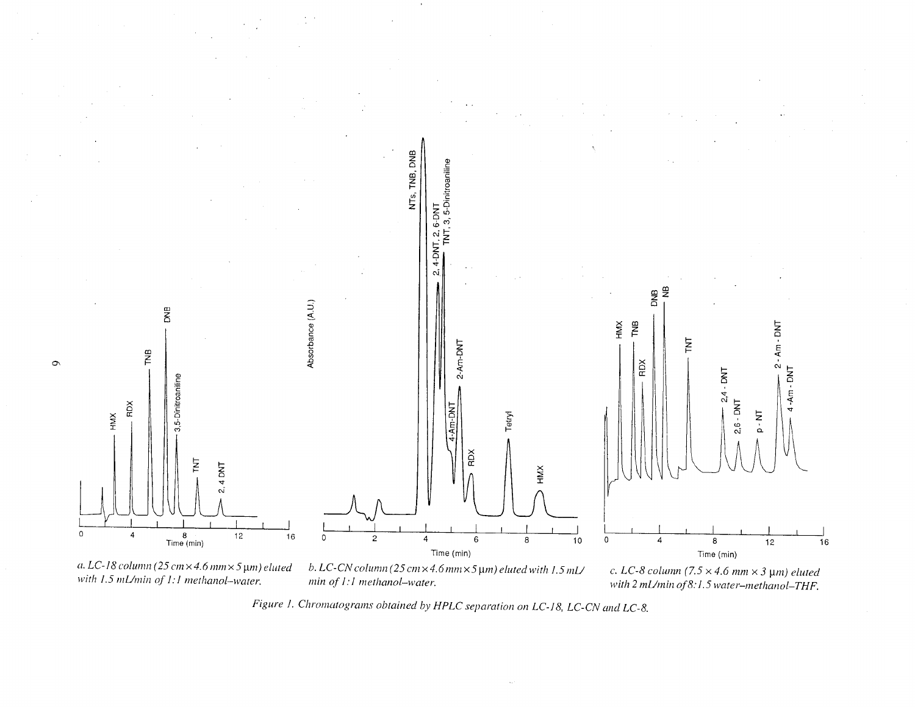*a. LC-18 column (25 cm × 4.6 mm × 5 μm) eluted with 1.5 mL/min of 1:1 methanol–water.*

*b. LC-CN column (25 cm × 4.6 mm × 5 μm) eluted with 1.5 mL/min of 1:1 methanol–water.*

*c. LC-8 column (7.5 × 4.6 mm × 3 μm) eluted with 2 mL/min of 8:1.5 water–methanol–THF.*

*Figure 1. Chromatograms obtained by HPLC separation on LC-18, LC-CN and LC-8.*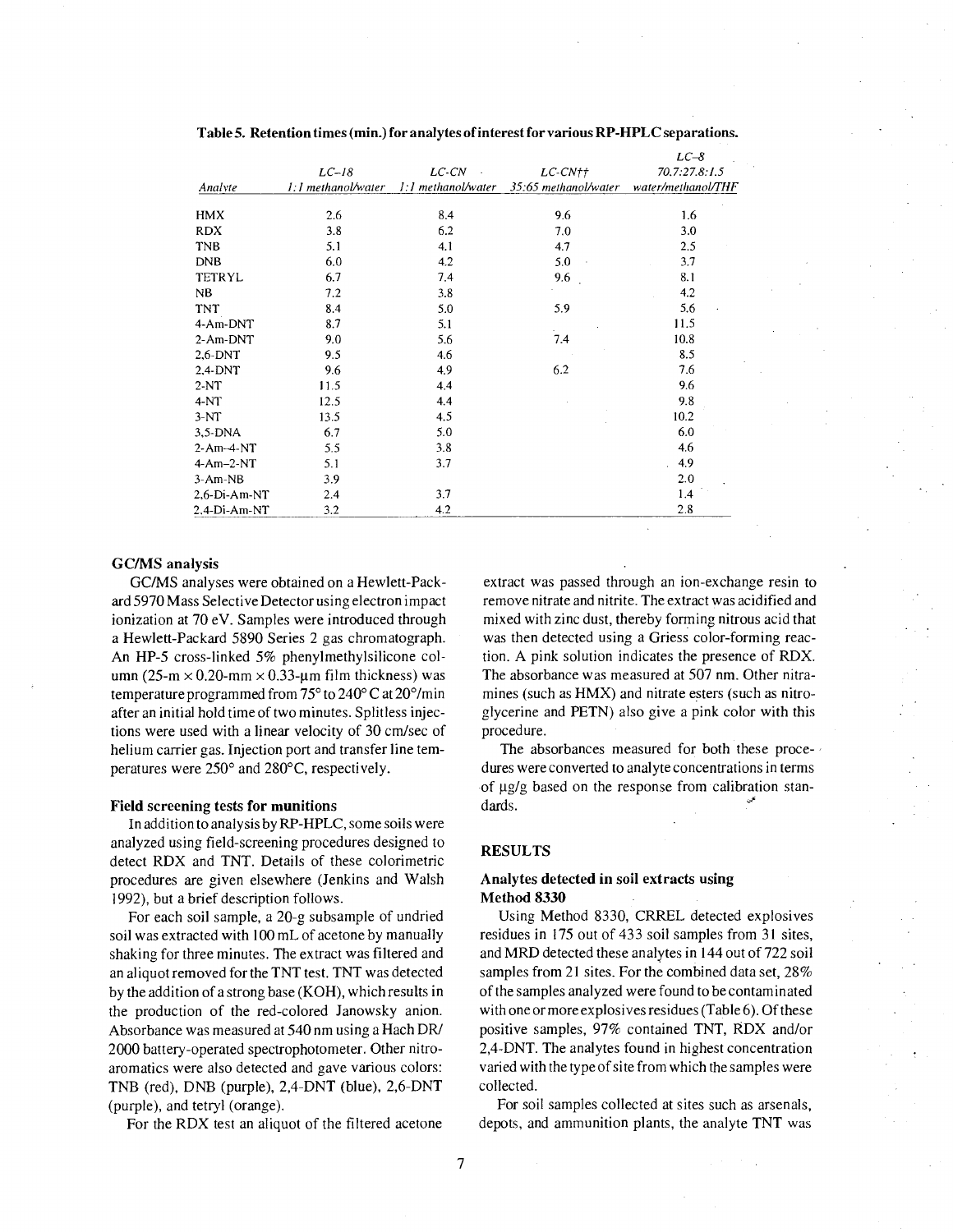**Table 5. Retention times (min.) for analytes of interest for various RP-HPLC separations.**

| Analyte | LC–18 1:1 methanol/water | LC-CN 1:1 methanol/water | LC-CN†† 35:65 methanol/water | LC–8 70.7:27.8:1.5 water/methanol/THF |
|---|---|---|---|---|
| HMX | 2.6 | 8.4 | 9.6 | 1.6 |
| RDX | 3.8 | 6.2 | 7.0 | 3.0 |
| TNB | 5.1 | 4.1 | 4.7 | 2.5 |
| DNB | 6.0 | 4.2 | 5.0 | 3.7 |
| TETRYL | 6.7 | 7.4 | 9.6 | 8.1 |
| NB | 7.2 | 3.8 | | 4.2 |
| TNT | 8.4 | 5.0 | 5.9 | 5.6 |
| 4-Am-DNT | 8.7 | 5.1 | | 11.5 |
| 2-Am-DNT | 9.0 | 5.6 | 7.4 | 10.8 |
| 2,6-DNT | 9.5 | 4.6 | | 8.5 |
| 2,4-DNT | 9.6 | 4.9 | 6.2 | 7.6 |
| 2-NT | 11.5 | 4.4 | | 9.6 |
| 4-NT | 12.5 | 4.4 | | 9.8 |
| 3-NT | 13.5 | 4.5 | | 10.2 |
| 3,5-DNA | 6.7 | 5.0 | | 6.0 |
| 2-Am-4-NT | 5.5 | 3.8 | | 4.6 |
| 4-Am-2-NT | 5.1 | 3.7 | | 4.9 |
| 3-Am-NB | 3.9 | | | 2.0 |
| 2,6-Di-Am-NT | 2.4 | 3.7 | | 1.4 |
| 2,4-Di-Am-NT | 3.2 | 4.2 | | 2.8 |

### GC/MS analysis

GC/MS analyses were obtained on a Hewlett-Packard 5970 Mass Selective Detector using electron impact ionization at 70 eV. Samples were introduced through a Hewlett-Packard 5890 Series 2 gas chromatograph. An HP-5 cross-linked 5% phenylmethylsilicone column (25-m × 0.20-mm × 0.33-µm film thickness) was temperature programmed from 75° to 240° C at 20°/min after an initial hold time of two minutes. Splitless injections were used with a linear velocity of 30 cm/sec of helium carrier gas. Injection port and transfer line temperatures were 250° and 280°C, respectively.

### Field screening tests for munitions

In addition to analysis by RP-HPLC, some soils were analyzed using field-screening procedures designed to detect RDX and TNT. Details of these colorimetric procedures are given elsewhere (Jenkins and Walsh 1992), but a brief description follows.

For each soil sample, a 20-g subsample of undried soil was extracted with 100 mL of acetone by manually shaking for three minutes. The extract was filtered and an aliquot removed for the TNT test. TNT was detected by the addition of a strong base (KOH), which results in the production of the red-colored Janowsky anion. Absorbance was measured at 540 nm using a Hach DR/2000 battery-operated spectrophotometer. Other nitroaromatics were also detected and gave various colors: TNB (red), DNB (purple), 2,4-DNT (blue), 2,6-DNT (purple), and tetryl (orange).

For the RDX test an aliquot of the filtered acetone extract was passed through an ion-exchange resin to remove nitrate and nitrite. The extract was acidified and mixed with zinc dust, thereby forming nitrous acid that was then detected using a Griess color-forming reaction. A pink solution indicates the presence of RDX. The absorbance was measured at 507 nm. Other nitramines (such as HMX) and nitrate esters (such as nitroglycerine and PETN) also give a pink color with this procedure.

The absorbances measured for both these procedures were converted to analyte concentrations in terms of µg/g based on the response from calibration standards.

## RESULTS

### Analytes detected in soil extracts using Method 8330

Using Method 8330, CRREL detected explosives residues in 175 out of 433 soil samples from 31 sites, and MRD detected these analytes in 144 out of 722 soil samples from 21 sites. For the combined data set, 28% of the samples analyzed were found to be contaminated with one or more explosives residues (Table 6). Of these positive samples, 97% contained TNT, RDX and/or 2,4-DNT. The analytes found in highest concentration varied with the type of site from which the samples were collected.

For soil samples collected at sites such as arsenals, depots, and ammunition plants, the analyte TNT was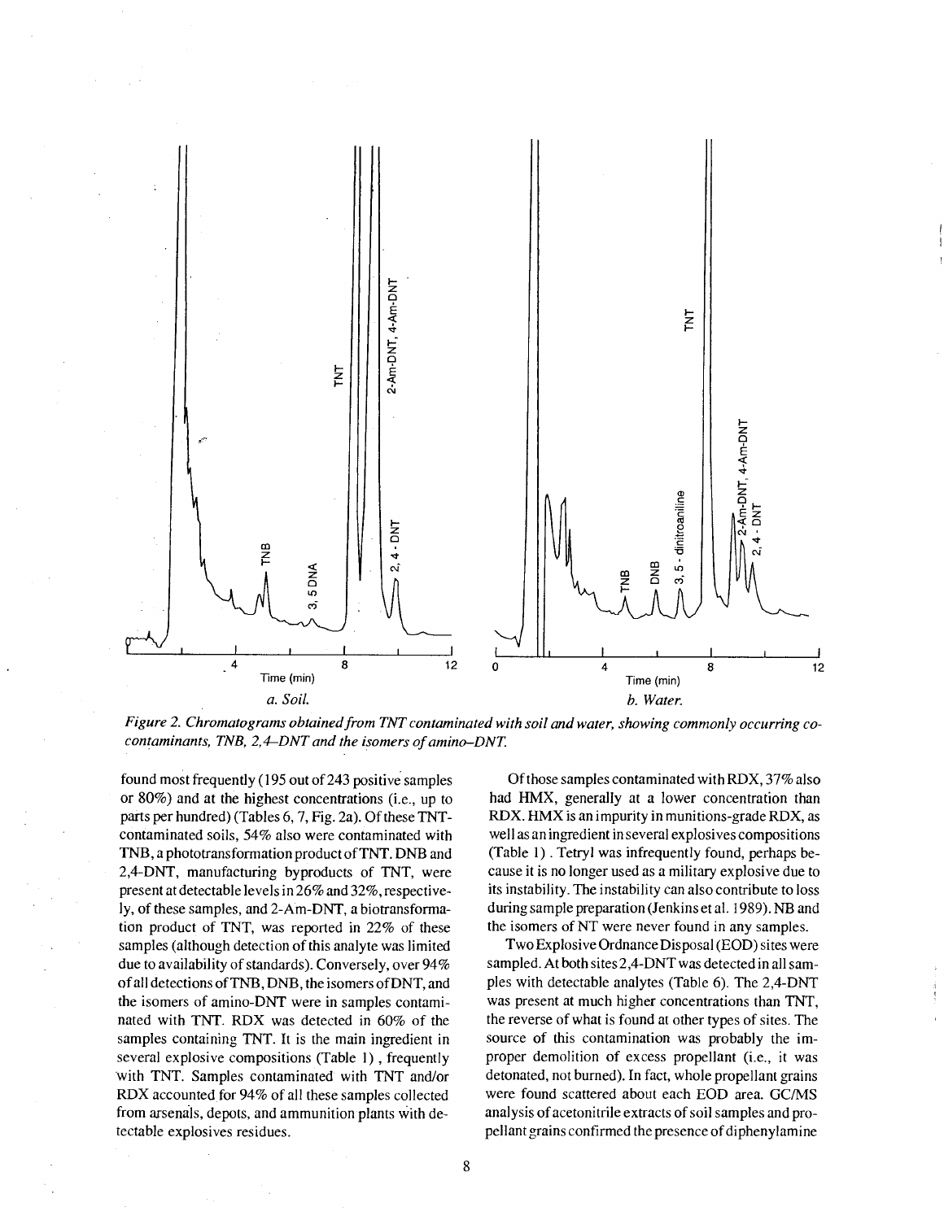*Figure 2. Chromatograms obtained from TNT contaminated with soil and water, showing commonly occurring co-contaminants, TNB, 2,4–DNT and the isomers of amino–DNT.*

found most frequently (195 out of 243 positive samples or 80%) and at the highest concentrations (i.e., up to parts per hundred) (Tables 6, 7, Fig. 2a). Of these TNT-contaminated soils, 54% also were contaminated with TNB, a phototransformation product of TNT. DNB and 2,4-DNT, manufacturing byproducts of TNT, were present at detectable levels in 26% and 32%, respectively, of these samples, and 2-Am-DNT, a biotransformation product of TNT, was reported in 22% of these samples (although detection of this analyte was limited due to availability of standards). Conversely, over 94% of all detections of TNB, DNB, the isomers of DNT, and the isomers of amino-DNT were in samples contaminated with TNT. RDX was detected in 60% of the samples containing TNT. It is the main ingredient in several explosive compositions (Table 1), frequently with TNT. Samples contaminated with TNT and/or RDX accounted for 94% of all these samples collected from arsenals, depots, and ammunition plants with detectable explosives residues.

Of those samples contaminated with RDX, 37% also had HMX, generally at a lower concentration than RDX. HMX is an impurity in munitions-grade RDX, as well as an ingredient in several explosives compositions (Table 1). Tetryl was infrequently found, perhaps because it is no longer used as a military explosive due to its instability. The instability can also contribute to loss during sample preparation (Jenkins et al. 1989). NB and the isomers of NT were never found in any samples.

Two Explosive Ordnance Disposal (EOD) sites were sampled. At both sites 2,4-DNT was detected in all samples with detectable analytes (Table 6). The 2,4-DNT was present at much higher concentrations than TNT, the reverse of what is found at other types of sites. The source of this contamination was probably the improper demolition of excess propellant (i.e., it was detonated, not burned). In fact, whole propellant grains were found scattered about each EOD area. GC/MS analysis of acetonitrile extracts of soil samples and propellant grains confirmed the presence of diphenylamine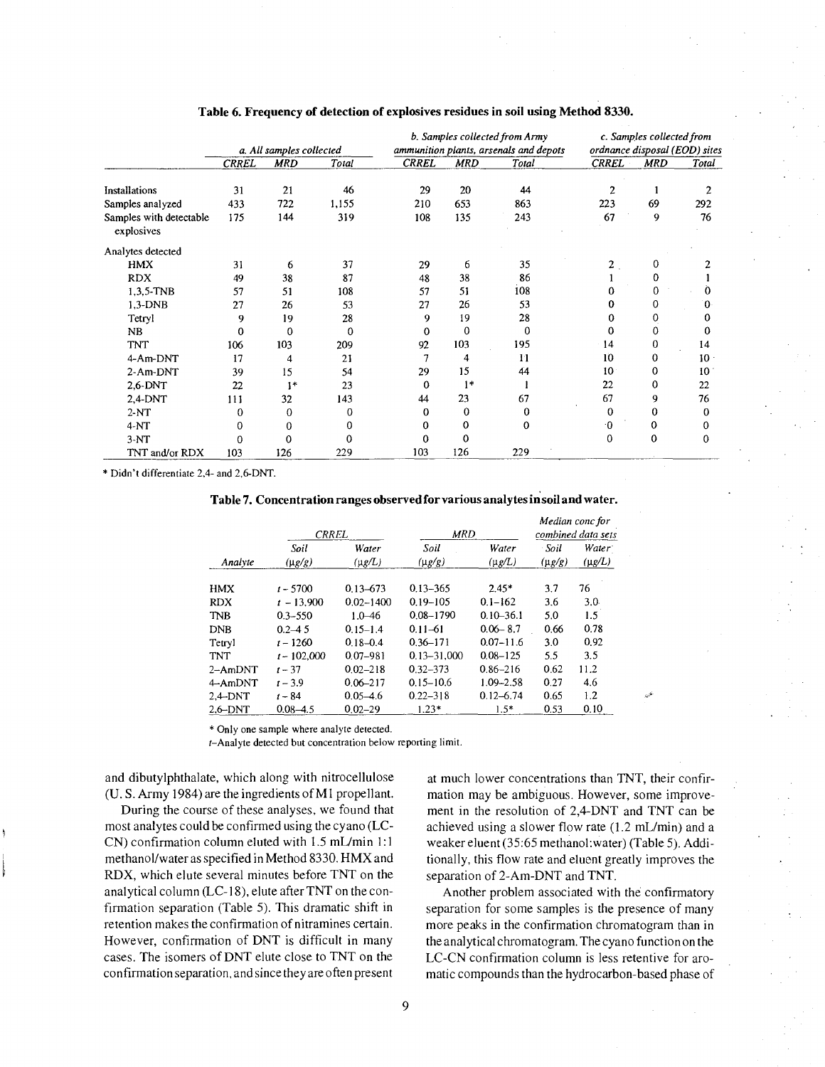**Table 6. Frequency of detection of explosives residues in soil using Method 8330.**

| | a. All samples collected | | | b. Samples collected from Army ammunition plants, arsenals and depots | | | c. Samples collected from ordnance disposal (EOD) sites | | |
|---|---|---|---|---|---|---|---|---|---|
| | CRREL | MRD | Total | CRREL | MRD | Total | CRREL | MRD | Total |
| Installations | 31 | 21 | 46 | 29 | 20 | 44 | 2 | 1 | 2 |
| Samples analyzed | 433 | 722 | 1,155 | 210 | 653 | 863 | 223 | 69 | 292 |
| Samples with detectable explosives | 175 | 144 | 319 | 108 | 135 | 243 | 67 | 9 | 76 |
| Analytes detected | | | | | | | | | |
| HMX | 31 | 6 | 37 | 29 | 6 | 35 | 2 | 0 | 2 |
| RDX | 49 | 38 | 87 | 48 | 38 | 86 | 1 | 0 | 1 |
| 1,3,5-TNB | 57 | 51 | 108 | 57 | 51 | 108 | 0 | 0 | 0 |
| 1,3-DNB | 27 | 26 | 53 | 27 | 26 | 53 | 0 | 0 | 0 |
| Tetryl | 9 | 19 | 28 | 9 | 19 | 28 | 0 | 0 | 0 |
| NB | 0 | 0 | 0 | 0 | 0 | 0 | 0 | 0 | 0 |
| TNT | 106 | 103 | 209 | 92 | 103 | 195 | 14 | 0 | 14 |
| 4-Am-DNT | 17 | 4 | 21 | 7 | 4 | 11 | 10 | 0 | 10 |
| 2-Am-DNT | 39 | 15 | 54 | 29 | 15 | 44 | 10 | 0 | 10 |
| 2,6-DNT | 22 | 1* | 23 | 0 | 1* | 1 | 22 | 0 | 22 |
| 2,4-DNT | 111 | 32 | 143 | 44 | 23 | 67 | 67 | 9 | 76 |
| 2-NT | 0 | 0 | 0 | 0 | 0 | 0 | 0 | 0 | 0 |
| 4-NT | 0 | 0 | 0 | 0 | 0 | 0 | 0 | 0 | 0 |
| 3-NT | 0 | 0 | 0 | 0 | 0 | | 0 | 0 | 0 |
| TNT and/or RDX | 103 | 126 | 229 | 103 | 126 | 229 | | | |

\* Didn't differentiate 2,4- and 2,6-DNT.

**Table 7. Concentration ranges observed for various analytes in soil and water.**

| | CRREL | | MRD | | Median conc for combined data sets | |
|---|---|---|---|---|---|---|
| Analyte | Soil (μg/g) | Water (μg/L) | Soil (μg/g) | Water (μg/L) | Soil (μg/g) | Water (μg/L) |
| HMX | *t* – 5700 | 0.13–673 | 0.13–365 | 2.45* | 3.7 | 76 |
| RDX | *t* – 13,900 | 0.02–1400 | 0.19–105 | 0.1–162 | 3.6 | 3.0 |
| TNB | 0.3–550 | 1.0–46 | 0.08–1790 | 0.10–36.1 | 5.0 | 1.5 |
| DNB | 0.2–4 5 | 0.15–1.4 | 0.11–61 | 0.06– 8.7 | 0.66 | 0.78 |
| Tetryl | *t* – 1260 | 0.18–0.4 | 0.36–171 | 0.07–11.6 | 3.0 | 0.92 |
| TNT | *t* – 102,000 | 0.07–981 | 0.13–31,000 | 0.08–125 | 5.5 | 3.5 |
| 2–AmDNT | *t* – 37 | 0.02–218 | 0.32–373 | 0.86–216 | 0.62 | 11.2 |
| 4–AmDNT | *t* – 3.9 | 0.06–217 | 0.15–10.6 | 1.09–2.58 | 0.27 | 4.6 |
| 2,4-DNT | *t* – 84 | 0.05–4.6 | 0.22–318 | 0.12–6.74 | 0.65 | 1.2 |
| 2,6-DNT | 0.08–4.5 | 0.02–29 | 1.23* | 1.5* | 0.53 | 0.10 |

\* Only one sample where analyte detected.

*t*–Analyte detected but concentration below reporting limit.

and dibutylphthalate, which along with nitrocellulose (U. S. Army 1984) are the ingredients of M1 propellant.

During the course of these analyses, we found that most analytes could be confirmed using the cyano (LC-CN) confirmation column eluted with 1.5 mL/min 1:1 methanol/water as specified in Method 8330. HMX and RDX, which elute several minutes before TNT on the analytical column (LC-18), elute after TNT on the confirmation separation (Table 5). This dramatic shift in retention makes the confirmation of nitramines certain. However, confirmation of DNT is difficult in many cases. The isomers of DNT elute close to TNT on the confirmation separation, and since they are often present at much lower concentrations than TNT, their confirmation may be ambiguous. However, some improvement in the resolution of 2,4-DNT and TNT can be achieved using a slower flow rate (1.2 mL/min) and a weaker eluent (35:65 methanol:water) (Table 5). Additionally, this flow rate and eluent greatly improves the separation of 2-Am-DNT and TNT.

Another problem associated with the confirmatory separation for some samples is the presence of many more peaks in the confirmation chromatogram than in the analytical chromatogram. The cyano function on the LC-CN confirmation column is less retentive for aromatic compounds than the hydrocarbon-based phase of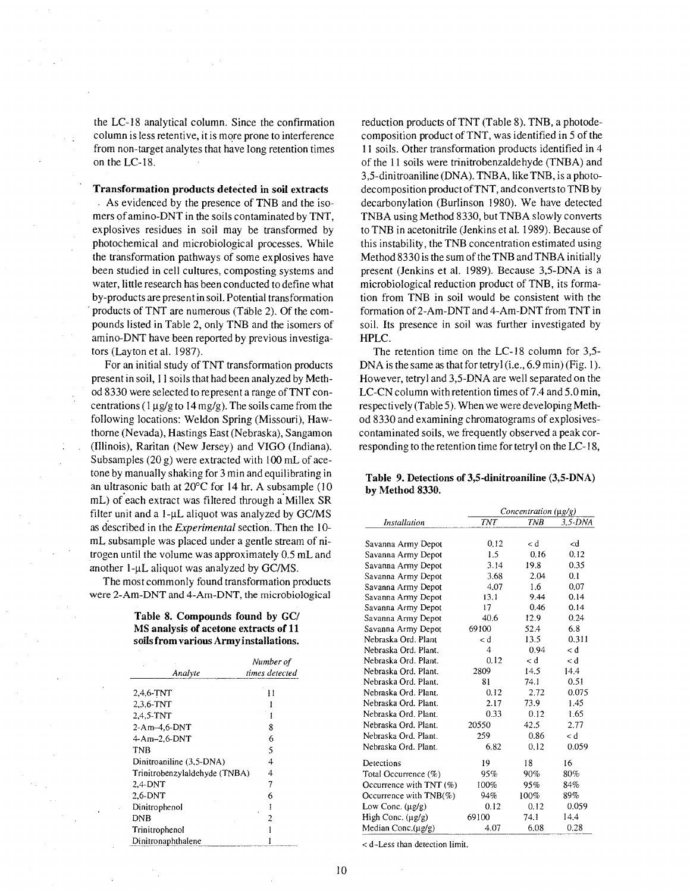the LC-18 analytical column. Since the confirmation column is less retentive, it is more prone to interference from non-target analytes that have long retention times on the LC-18.

**Transformation products detected in soil extracts**

As evidenced by the presence of TNB and the isomers of amino-DNT in the soils contaminated by TNT, explosives residues in soil may be transformed by photochemical and microbiological processes. While the transformation pathways of some explosives have been studied in cell cultures, composting systems and water, little research has been conducted to define what by-products are present in soil. Potential transformation products of TNT are numerous (Table 2). Of the compounds listed in Table 2, only TNB and the isomers of amino-DNT have been reported by previous investigators (Layton et al. 1987).

For an initial study of TNT transformation products present in soil, 11 soils that had been analyzed by Method 8330 were selected to represent a range of TNT concentrations (1 μg/g to 14 mg/g). The soils came from the following locations: Weldon Spring (Missouri), Hawthorne (Nevada), Hastings East (Nebraska), Sangamon (Illinois), Raritan (New Jersey) and VIGO (Indiana). Subsamples (20 g) were extracted with 100 mL of acetone by manually shaking for 3 min and equilibrating in an ultrasonic bath at 20°C for 14 hr. A subsample (10 mL) of each extract was filtered through a Millex SR filter unit and a 1-μL aliquot was analyzed by GC/MS as described in the *Experimental* section. Then the 10-mL subsample was placed under a gentle stream of nitrogen until the volume was approximately 0.5 mL and another 1-μL aliquot was analyzed by GC/MS.

The most commonly found transformation products were 2-Am-DNT and 4-Am-DNT, the microbiological

**Table 8. Compounds found by GC/MS analysis of acetone extracts of 11 soils from various Army installations.**

| Analyte | Number of times detected |
|---|---|
| 2,4,6-TNT | 11 |
| 2,3,6-TNT | 1 |
| 2,4,5-TNT | 1 |
| 2-Am-4,6-DNT | 8 |
| 4-Am-2,6-DNT | 6 |
| TNB | 5 |
| Dinitroaniline (3,5-DNA) | 4 |
| Trinitrobenzylaldehyde (TNBA) | 4 |
| 2,4-DNT | 7 |
| 2,6-DNT | 6 |
| Dinitrophenol | 1 |
| DNB | 2 |
| Trinitrophenol | 1 |
| Dinitronaphthalene | 1 |

reduction products of TNT (Table 8). TNB, a photodecomposition product of TNT, was identified in 5 of the 11 soils. Other transformation products identified in 4 of the 11 soils were trinitrobenzaldehyde (TNBA) and 3,5-dinitroaniline (DNA). TNBA, like TNB, is a photodecomposition product of TNT, and converts to TNB by decarbonylation (Burlinson 1980). We have detected TNBA using Method 8330, but TNBA slowly converts to TNB in acetonitrile (Jenkins et al. 1989). Because of this instability, the TNB concentration estimated using Method 8330 is the sum of the TNB and TNBA initially present (Jenkins et al. 1989). Because 3,5-DNA is a microbiological reduction product of TNB, its formation from TNB in soil would be consistent with the formation of 2-Am-DNT and 4-Am-DNT from TNT in soil. Its presence in soil was further investigated by HPLC.

The retention time on the LC-18 column for 3,5-DNA is the same as that for tetryl (i.e., 6.9 min) (Fig. 1). However, tetryl and 3,5-DNA are well separated on the LC-CN column with retention times of 7.4 and 5.0 min, respectively (Table 5). When we were developing Method 8330 and examining chromatograms of explosives-contaminated soils, we frequently observed a peak corresponding to the retention time for tetryl on the LC-18,

**Table 9. Detections of 3,5-dinitroaniline (3,5-DNA) by Method 8330.**

| Installation | Concentration (μg/g) | | |
|---|---|---|---|
| | TNT | TNB | 3,5-DNA |
| Savanna Army Depot | 0.12 | < d | <d |
| Savanna Army Depot | 1.5 | 0.16 | 0.12 |
| Savanna Army Depot | 3.14 | 19.8 | 0.35 |
| Savanna Army Depot | 3.68 | 2.04 | 0.1 |
| Savanna Army Depot | 4.07 | 1.6 | 0.07 |
| Savanna Army Depot | 13.1 | 9.44 | 0.14 |
| Savanna Army Depot | 17 | 0.46 | 0.14 |
| Savanna Army Depot | 40.6 | 12.9 | 0.24 |
| Savanna Army Depot | 69100 | 52.4 | 6.8 |
| Nebraska Ord. Plant | < d | 13.5 | 0.311 |
| Nebraska Ord. Plant. | 4 | 0.94 | < d |
| Nebraska Ord. Plant. | 0.12 | < d | < d |
| Nebraska Ord. Plant. | 2809 | 14.5 | 14.4 |
| Nebraska Ord. Plant. | 81 | 74.1 | 0.51 |
| Nebraska Ord. Plant. | 0.12 | 2.72 | 0.075 |
| Nebraska Ord. Plant. | 2.17 | 73.9 | 1.45 |
| Nebraska Ord. Plant. | 0.33 | 0.12 | 1.65 |
| Nebraska Ord. Plant. | 20550 | 42.5 | 2.77 |
| Nebraska Ord. Plant. | 259 | 0.86 | < d |
| Nebraska Ord. Plant. | 6.82 | 0.12 | 0.059 |
| Detections | 19 | 18 | 16 |
| Total Occurrence (%) | 95% | 90% | 80% |
| Occurrence with TNT (%) | 100% | 95% | 84% |
| Occurrence with TNB(%) | 94% | 100% | 89% |
| Low Conc. (μg/g) | 0.12 | 0.12 | 0.059 |
| High Conc. (μg/g) | 69100 | 74.1 | 14.4 |
| Median Conc.(μg/g) | 4.07 | 6.08 | 0.28 |

< d–Less than detection limit.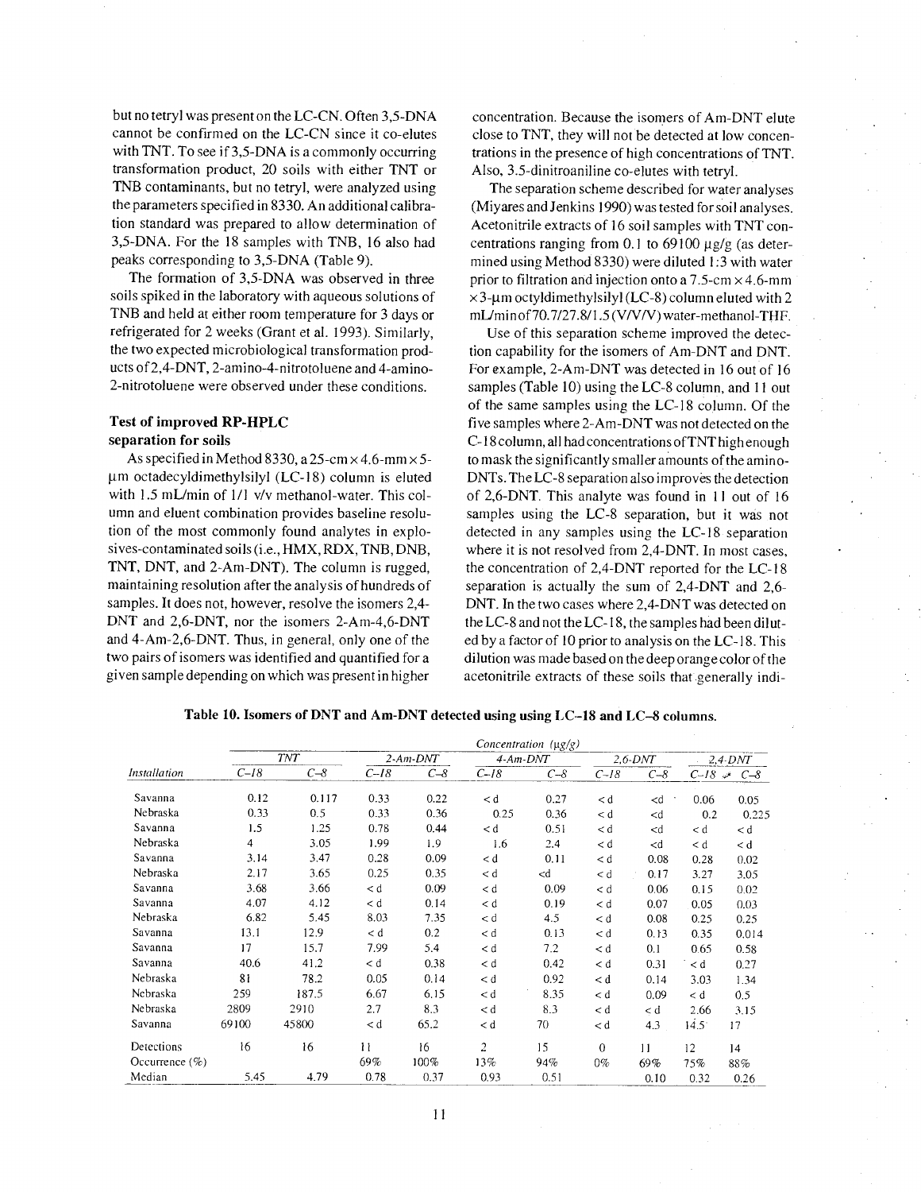but no tetryl was present on the LC-CN. Often 3,5-DNA cannot be confirmed on the LC-CN since it co-elutes with TNT. To see if 3,5-DNA is a commonly occurring transformation product, 20 soils with either TNT or TNB contaminants, but no tetryl, were analyzed using the parameters specified in 8330. An additional calibration standard was prepared to allow determination of 3,5-DNA. For the 18 samples with TNB, 16 also had peaks corresponding to 3,5-DNA (Table 9).

The formation of 3,5-DNA was observed in three soils spiked in the laboratory with aqueous solutions of TNB and held at either room temperature for 3 days or refrigerated for 2 weeks (Grant et al. 1993). Similarly, the two expected microbiological transformation products of 2,4-DNT, 2-amino-4-nitrotoluene and 4-amino-2-nitrotoluene were observed under these conditions.

### Test of improved RP-HPLC separation for soils

As specified in Method 8330, a 25-cm × 4.6-mm × 5-μm octadecyldimethylsilyl (LC-18) column is eluted with 1.5 mL/min of 1/1 v/v methanol-water. This column and eluent combination provides baseline resolution of the most commonly found analytes in explosives-contaminated soils (i.e., HMX, RDX, TNB, DNB, TNT, DNT, and 2-Am-DNT). The column is rugged, maintaining resolution after the analysis of hundreds of samples. It does not, however, resolve the isomers 2,4-DNT and 2,6-DNT, nor the isomers 2-Am-4,6-DNT and 4-Am-2,6-DNT. Thus, in general, only one of the two pairs of isomers was identified and quantified for a given sample depending on which was present in higher concentration. Because the isomers of Am-DNT elute close to TNT, they will not be detected at low concentrations in the presence of high concentrations of TNT. Also, 3,5-dinitroaniline co-elutes with tetryl.

The separation scheme described for water analyses (Miyares and Jenkins 1990) was tested for soil analyses. Acetonitrile extracts of 16 soil samples with TNT concentrations ranging from 0.1 to 69100 μg/g (as determined using Method 8330) were diluted 1:3 with water prior to filtration and injection onto a 7.5-cm × 4.6-mm × 3-μm octyldimethylsilyl (LC-8) column eluted with 2 mL/min of 70.7/27.8/1.5 (V/V/V) water-methanol-THF.

Use of this separation scheme improved the detection capability for the isomers of Am-DNT and DNT. For example, 2-Am-DNT was detected in 16 out of 16 samples (Table 10) using the LC-8 column, and 11 out of the same samples using the LC-18 column. Of the five samples where 2-Am-DNT was not detected on the C-18 column, all had concentrations of TNT high enough to mask the significantly smaller amounts of the amino-DNTs. The LC-8 separation also improves the detection of 2,6-DNT. This analyte was found in 11 out of 16 samples using the LC-8 separation, but it was not detected in any samples using the LC-18 separation where it is not resolved from 2,4-DNT. In most cases, the concentration of 2,4-DNT reported for the LC-18 separation is actually the sum of 2,4-DNT and 2,6-DNT. In the two cases where 2,4-DNT was detected on the LC-8 and not the LC-18, the samples had been diluted by a factor of 10 prior to analysis on the LC-18. This dilution was made based on the deep orange color of the acetonitrile extracts of these soils that generally indi-

**Table 10. Isomers of DNT and Am-DNT detected using using LC–18 and LC–8 columns.**

| | Concentration (μg/g) | | | | | | | | | |
|---|---|---|---|---|---|---|---|---|---|---|
| | TNT | | 2-Am-DNT | | 4-Am-DNT | | 2,6-DNT | | 2,4-DNT | |
| Installation | C–18 | C–8 | C–18 | C–8 | C–18 | C–8 | C–18 | C–8 | C–18 | C–8 |
| Savanna | 0.12 | 0.117 | 0.33 | 0.22 | < d | 0.27 | < d | <d | 0.06 | 0.05 |
| Nebraska | 0.33 | 0.5 | 0.33 | 0.36 | 0.25 | 0.36 | < d | <d | 0.2 | 0.225 |
| Savanna | 1.5 | 1.25 | 0.78 | 0.44 | < d | 0.51 | < d | <d | < d | < d |
| Nebraska | 4 | 3.05 | 1.99 | 1.9 | 1.6 | 2.4 | < d | <d | < d | < d |
| Savanna | 3.14 | 3.47 | 0.28 | 0.09 | < d | 0.11 | < d | 0.08 | 0.28 | 0.02 |
| Nebraska | 2.17 | 3.65 | 0.25 | 0.35 | < d | <d | < d | 0.17 | 3.27 | 3.05 |
| Savanna | 3.68 | 3.66 | < d | 0.09 | < d | 0.09 | < d | 0.06 | 0.15 | 0.02 |
| Savanna | 4.07 | 4.12 | < d | 0.14 | < d | 0.19 | < d | 0.07 | 0.05 | 0.03 |
| Nebraska | 6.82 | 5.45 | 8.03 | 7.35 | < d | 4.5 | < d | 0.08 | 0.25 | 0.25 |
| Savanna | 13.1 | 12.9 | < d | 0.2 | < d | 0.13 | < d | 0.13 | 0.35 | 0.014 |
| Savanna | 17 | 15.7 | 7.99 | 5.4 | < d | 7.2 | < d | 0.1 | 0.65 | 0.58 |
| Savanna | 40.6 | 41.2 | < d | 0.38 | < d | 0.42 | < d | 0.31 | < d | 0.27 |
| Nebraska | 81 | 78.2 | 0.05 | 0.14 | < d | 0.92 | < d | 0.14 | 3.03 | 1.34 |
| Nebraska | 259 | 187.5 | 6.67 | 6.15 | < d | 8.35 | < d | 0.09 | < d | 0.5 |
| Nebraska | 2809 | 2910 | 2.7 | 8.3 | < d | 8.3 | < d | < d | 2.66 | 3.15 |
| Savanna | 69100 | 45800 | < d | 65.2 | < d | 70 | < d | 4.3 | 14.5 | 17 |
| Detections | 16 | 16 | 11 | 16 | 2 | 15 | 0 | 11 | 12 | 14 |
| Occurrence (%) | | | 69% | 100% | 13% | 94% | 0% | 69% | 75% | 88% |
| Median | 5.45 | 4.79 | 0.78 | 0.37 | 0.93 | 0.51 | | 0.10 | 0.32 | 0.26 |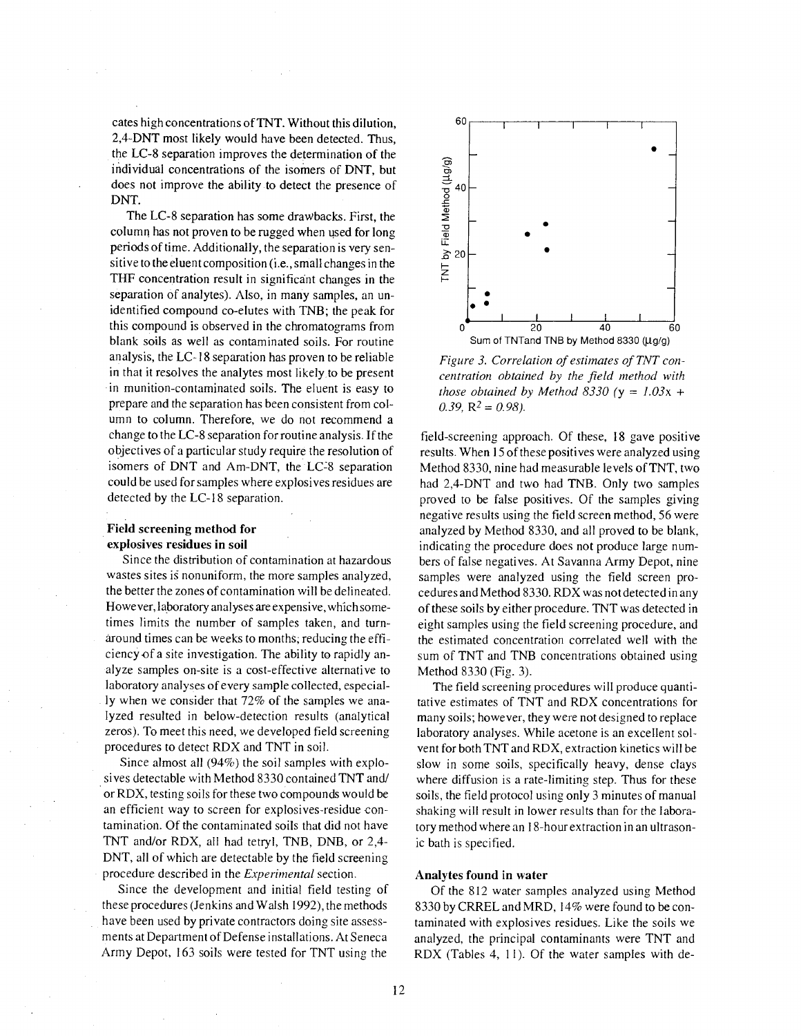cates high concentrations of TNT. Without this dilution, 2,4-DNT most likely would have been detected. Thus, the LC-8 separation improves the determination of the individual concentrations of the isomers of DNT, but does not improve the ability to detect the presence of DNT.

The LC-8 separation has some drawbacks. First, the column has not proven to be rugged when used for long periods of time. Additionally, the separation is very sensitive to the eluent composition (i.e., small changes in the THF concentration result in significant changes in the separation of analytes). Also, in many samples, an unidentified compound co-elutes with TNB; the peak for this compound is observed in the chromatograms from blank soils as well as contaminated soils. For routine analysis, the LC-18 separation has proven to be reliable in that it resolves the analytes most likely to be present in munition-contaminated soils. The eluent is easy to prepare and the separation has been consistent from column to column. Therefore, we do not recommend a change to the LC-8 separation for routine analysis. If the objectives of a particular study require the resolution of isomers of DNT and Am-DNT, the LC-8 separation could be used for samples where explosives residues are detected by the LC-18 separation.

### Field screening method for explosives residues in soil

Since the distribution of contamination at hazardous wastes sites is nonuniform, the more samples analyzed, the better the zones of contamination will be delineated. However, laboratory analyses are expensive, which sometimes limits the number of samples taken, and turnaround times can be weeks to months, reducing the efficiency of a site investigation. The ability to rapidly analyze samples on-site is a cost-effective alternative to laboratory analyses of every sample collected, especially when we consider that 72% of the samples we analyzed resulted in below-detection results (analytical zeros). To meet this need, we developed field screening procedures to detect RDX and TNT in soil.

Since almost all (94%) the soil samples with explosives detectable with Method 8330 contained TNT and/or RDX, testing soils for these two compounds would be an efficient way to screen for explosives-residue contamination. Of the contaminated soils that did not have TNT and/or RDX, all had tetryl, TNB, DNB, or 2,4-DNT, all of which are detectable by the field screening procedure described in the *Experimental* section.

Since the development and initial field testing of these procedures (Jenkins and Walsh 1992), the methods have been used by private contractors doing site assessments at Department of Defense installations. At Seneca Army Depot, 163 soils were tested for TNT using the field-screening approach. Of these, 18 gave positive results. When 15 of these positives were analyzed using Method 8330, nine had measurable levels of TNT, two had 2,4-DNT and two had TNB. Only two samples proved to be false positives. Of the samples giving negative results using the field screen method, 56 were analyzed by Method 8330, and all proved to be blank, indicating the procedure does not produce large numbers of false negatives. At Savanna Army Depot, nine samples were analyzed using the field screen procedures and Method 8330. RDX was not detected in any of these soils by either procedure. TNT was detected in eight samples using the field screening procedure, and the estimated concentration correlated well with the sum of TNT and TNB concentrations obtained using Method 8330 (Fig. 3).

*Figure 3. Correlation of estimates of TNT concentration obtained by the field method with those obtained by Method 8330 ($y = 1.03x + 0.39$, $R^2 = 0.98$).*

The field screening procedures will produce quantitative estimates of TNT and RDX concentrations for many soils; however, they were not designed to replace laboratory analyses. While acetone is an excellent solvent for both TNT and RDX, extraction kinetics will be slow in some soils, specifically heavy, dense clays where diffusion is a rate-limiting step. Thus for these soils, the field protocol using only 3 minutes of manual shaking will result in lower results than for the laboratory method where an 18-hour extraction in an ultrasonic bath is specified.

### Analytes found in water

Of the 812 water samples analyzed using Method 8330 by CRREL and MRD, 14% were found to be contaminated with explosives residues. Like the soils we analyzed, the principal contaminants were TNT and RDX (Tables 4, 11). Of the water samples with de-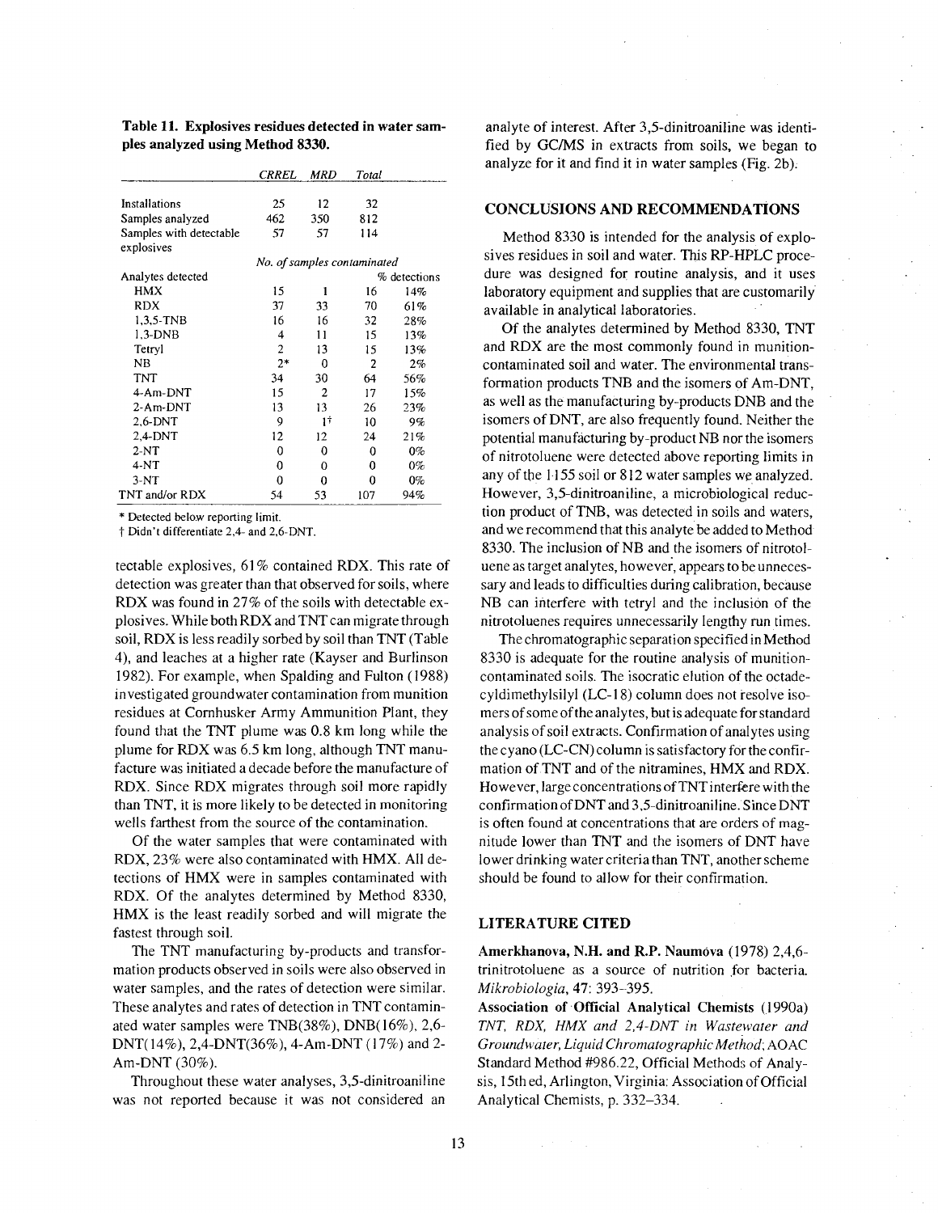**Table 11. Explosives residues detected in water samples analyzed using Method 8330.**

| | *CRREL* | *MRD* | *Total* | |
|---|---|---|---|---|
| Installations | 25 | 12 | 32 | |
| Samples analyzed | 462 | 350 | 812 | |
| Samples with detectable explosives | 57 | 57 | 114 | |
| | *No. of samples contaminated* | | | |
| Analytes detected | | | | % detections |
| HMX | 15 | 1 | 16 | 14% |
| RDX | 37 | 33 | 70 | 61% |
| 1,3,5-TNB | 16 | 16 | 32 | 28% |
| 1,3-DNB | 4 | 11 | 15 | 13% |
| Tetryl | 2 | 13 | 15 | 13% |
| NB | 2* | 0 | 2 | 2% |
| TNT | 34 | 30 | 64 | 56% |
| 4-Am-DNT | 15 | 2 | 17 | 15% |
| 2-Am-DNT | 13 | 13 | 26 | 23% |
| 2,6-DNT | 9 | 1† | 10 | 9% |
| 2,4-DNT | 12 | 12 | 24 | 21% |
| 2-NT | 0 | 0 | 0 | 0% |
| 4-NT | 0 | 0 | 0 | 0% |
| 3-NT | 0 | 0 | 0 | 0% |
| TNT and/or RDX | 54 | 53 | 107 | 94% |

\* Detected below reporting limit.
† Didn't differentiate 2,4- and 2,6-DNT.

tectable explosives, 61% contained RDX. This rate of detection was greater than that observed for soils, where RDX was found in 27% of the soils with detectable explosives. While both RDX and TNT can migrate through soil, RDX is less readily sorbed by soil than TNT (Table 4), and leaches at a higher rate (Kayser and Burlinson 1982). For example, when Spalding and Fulton (1988) investigated groundwater contamination from munition residues at Cornhusker Army Ammunition Plant, they found that the TNT plume was 0.8 km long while the plume for RDX was 6.5 km long, although TNT manufacture was initiated a decade before the manufacture of RDX. Since RDX migrates through soil more rapidly than TNT, it is more likely to be detected in monitoring wells farthest from the source of the contamination.

Of the water samples that were contaminated with RDX, 23% were also contaminated with HMX. All detections of HMX were in samples contaminated with RDX. Of the analytes determined by Method 8330, HMX is the least readily sorbed and will migrate the fastest through soil.

The TNT manufacturing by-products and transformation products observed in soils were also observed in water samples, and the rates of detection were similar. These analytes and rates of detection in TNT contaminated water samples were TNB(38%), DNB(16%), 2,6-DNT(14%), 2,4-DNT(36%), 4-Am-DNT (17%) and 2-Am-DNT (30%).

Throughout these water analyses, 3,5-dinitroaniline was not reported because it was not considered an analyte of interest. After 3,5-dinitroaniline was identified by GC/MS in extracts from soils, we began to analyze for it and find it in water samples (Fig. 2b).

## CONCLUSIONS AND RECOMMENDATIONS

Method 8330 is intended for the analysis of explosives residues in soil and water. This RP-HPLC procedure was designed for routine analysis, and it uses laboratory equipment and supplies that are customarily available in analytical laboratories.

Of the analytes determined by Method 8330, TNT and RDX are the most commonly found in munition-contaminated soil and water. The environmental transformation products TNB and the isomers of Am-DNT, as well as the manufacturing by-products DNB and the isomers of DNT, are also frequently found. Neither the potential manufacturing by-product NB nor the isomers of nitrotoluene were detected above reporting limits in any of the 1155 soil or 812 water samples we analyzed. However, 3,5-dinitroaniline, a microbiological reduction product of TNB, was detected in soils and waters, and we recommend that this analyte be added to Method 8330. The inclusion of NB and the isomers of nitrotoluene as target analytes, however, appears to be unnecessary and leads to difficulties during calibration, because NB can interfere with tetryl and the inclusion of the nitrotoluenes requires unnecessarily lengthy run times.

The chromatographic separation specified in Method 8330 is adequate for the routine analysis of munition-contaminated soils. The isocratic elution of the octadecyldimethylsilyl (LC-18) column does not resolve isomers of some of the analytes, but is adequate for standard analysis of soil extracts. Confirmation of analytes using the cyano (LC-CN) column is satisfactory for the confirmation of TNT and of the nitramines, HMX and RDX. However, large concentrations of TNT interfere with the confirmation of DNT and 3,5-dinitroaniline. Since DNT is often found at concentrations that are orders of magnitude lower than TNT and the isomers of DNT have lower drinking water criteria than TNT, another scheme should be found to allow for their confirmation.

## LITERATURE CITED

**Amerkhanova, N.H. and R.P. Naumova** (1978) 2,4,6-trinitrotoluene as a source of nutrition for bacteria. *Mikrobiologia*, 47: 393–395.

**Association of Official Analytical Chemists** (1990a) *TNT, RDX, HMX and 2,4-DNT in Wastewater and Groundwater, Liquid Chromatographic Method*; AOAC Standard Method #986.22, Official Methods of Analysis, 15th ed, Arlington, Virginia: Association of Official Analytical Chemists, p. 332–334.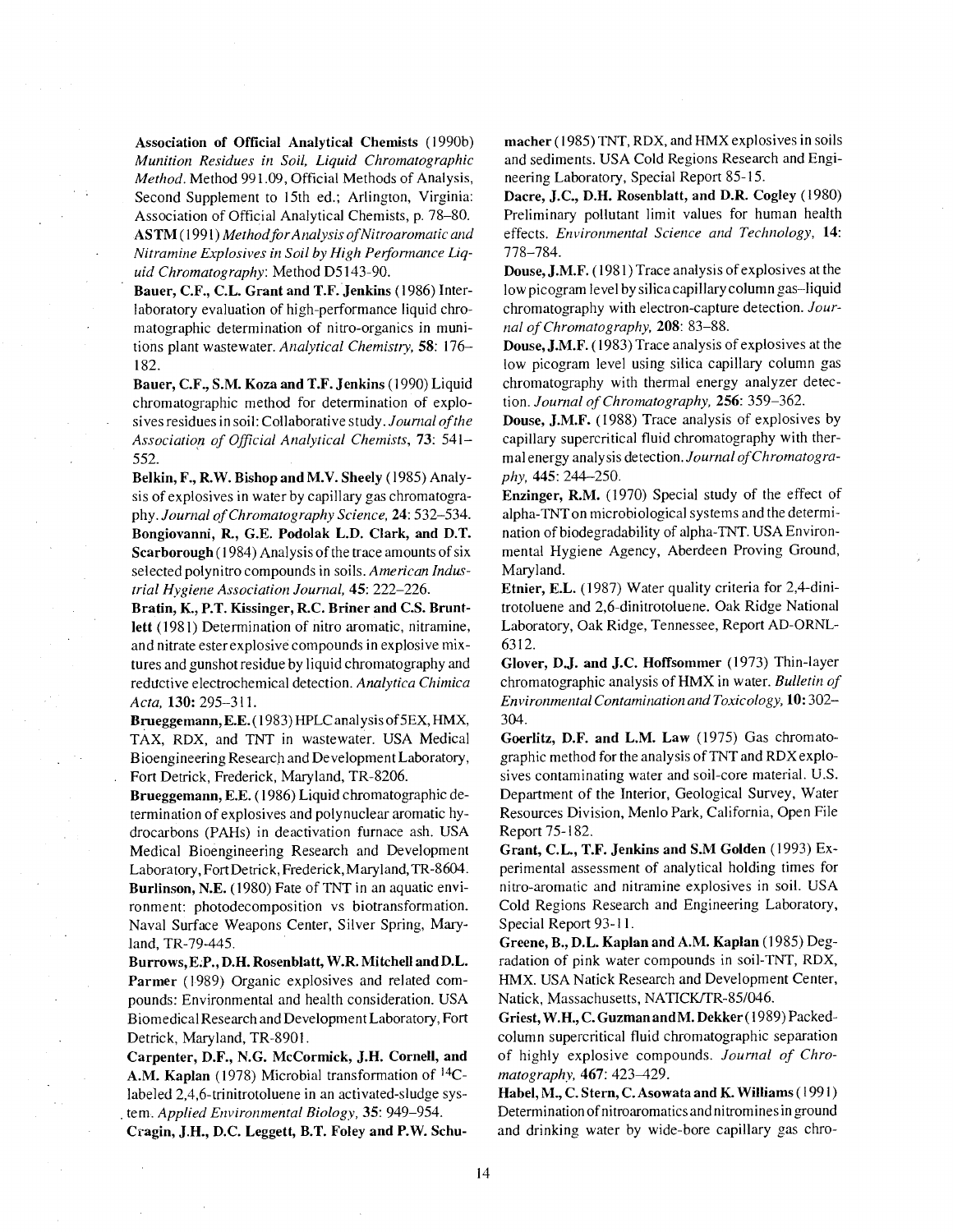**Association of Official Analytical Chemists** (1990b) *Munition Residues in Soil, Liquid Chromatographic Method*. Method 991.09, Official Methods of Analysis, Second Supplement to 15th ed.; Arlington, Virginia: Association of Official Analytical Chemists, p. 78–80.

**ASTM** (1991) *Method for Analysis of Nitroaromatic and Nitramine Explosives in Soil by High Performance Liquid Chromatography*: Method D5143-90.

**Bauer, C.F., C.L. Grant and T.F. Jenkins** (1986) Interlaboratory evaluation of high-performance liquid chromatographic determination of nitro-organics in munitions plant wastewater. *Analytical Chemistry*, **58**: 176–182.

**Bauer, C.F., S.M. Koza and T.F. Jenkins** (1990) Liquid chromatographic method for determination of explosives residues in soil: Collaborative study. *Journal of the Association of Official Analytical Chemists*, **73**: 541–552.

**Belkin, F., R.W. Bishop and M.V. Sheely** (1985) Analysis of explosives in water by capillary gas chromatography. *Journal of Chromatography Science*, **24**: 532–534.

**Bongiovanni, R., G.E. Podolak L.D. Clark, and D.T. Scarborough** (1984) Analysis of the trace amounts of six selected polynitro compounds in soils. *American Industrial Hygiene Association Journal*, **45**: 222–226.

**Bratin, K., P.T. Kissinger, R.C. Briner and C.S. Bruntlett** (1981) Determination of nitro aromatic, nitramine, and nitrate ester explosive compounds in explosive mixtures and gunshot residue by liquid chromatography and reductive electrochemical detection. *Analytica Chimica Acta*, **130**: 295–311.

**Brueggemann, E.E.** (1983) HPLC analysis of SEX, HMX, TAX, RDX, and TNT in wastewater. USA Medical Bioengineering Research and Development Laboratory, Fort Detrick, Frederick, Maryland, TR-8206.

**Brueggemann, E.E.** (1986) Liquid chromatographic determination of explosives and polynuclear aromatic hydrocarbons (PAHs) in deactivation furnace ash. USA Medical Bioengineering Research and Development Laboratory, Fort Detrick, Frederick, Maryland, TR-8604.

**Burlinson, N.E.** (1980) Fate of TNT in an aquatic environment: photodecomposition vs biotransformation. Naval Surface Weapons Center, Silver Spring, Maryland, TR-79-445.

**Burrows, E.P., D.H. Rosenblatt, W.R. Mitchell and D.L. Parmer** (1989) Organic explosives and related compounds: Environmental and health consideration. USA Biomedical Research and Development Laboratory, Fort Detrick, Maryland, TR-8901.

**Carpenter, D.F., N.G. McCormick, J.H. Cornell, and A.M. Kaplan** (1978) Microbial transformation of $^{14}C$-labeled 2,4,6-trinitrotoluene in an activated-sludge system. *Applied Environmental Biology*, **35**: 949–954.

**Cragin, J.H., D.C. Leggett, B.T. Foley and P.W. Schumacher** (1985) TNT, RDX, and HMX explosives in soils and sediments. USA Cold Regions Research and Engineering Laboratory, Special Report 85-15.

**Dacre, J.C., D.H. Rosenblatt, and D.R. Cogley** (1980) Preliminary pollutant limit values for human health effects. *Environmental Science and Technology*, **14**: 778–784.

**Douse, J.M.F.** (1981) Trace analysis of explosives at the low picogram level by silica capillary column gas–liquid chromatography with electron-capture detection. *Journal of Chromatography*, **208**: 83–88.

**Douse, J.M.F.** (1983) Trace analysis of explosives at the low picogram level using silica capillary column gas chromatography with thermal energy analyzer detection. *Journal of Chromatography*, **256**: 359–362.

**Douse, J.M.F.** (1988) Trace analysis of explosives by capillary supercritical fluid chromatography with thermal energy analysis detection. *Journal of Chromatography*, **445**: 244–250.

**Enzinger, R.M.** (1970) Special study of the effect of alpha-TNT on microbiological systems and the determination of biodegradability of alpha-TNT. USA Environmental Hygiene Agency, Aberdeen Proving Ground, Maryland.

**Etnier, E.L.** (1987) Water quality criteria for 2,4-dinitrotoluene and 2,6-dinitrotoluene. Oak Ridge National Laboratory, Oak Ridge, Tennessee, Report AD-ORNL-6312.

**Glover, D.J. and J.C. Hoffsommer** (1973) Thin-layer chromatographic analysis of HMX in water. *Bulletin of Environmental Contamination and Toxicology*, **10**: 302–304.

**Goerlitz, D.F. and L.M. Law** (1975) Gas chromatographic method for the analysis of TNT and RDX explosives contaminating water and soil-core material. U.S. Department of the Interior, Geological Survey, Water Resources Division, Menlo Park, California, Open File Report 75-182.

**Grant, C.L., T.F. Jenkins and S.M Golden** (1993) Experimental assessment of analytical holding times for nitro-aromatic and nitramine explosives in soil. USA Cold Regions Research and Engineering Laboratory, Special Report 93-11.

**Greene, B., D.L. Kaplan and A.M. Kaplan** (1985) Degradation of pink water compounds in soil-TNT, RDX, HMX. USA Natick Research and Development Center, Natick, Massachusetts, NATICK/TR-85/046.

**Griest, W.H., C. Guzman and M. Dekker** (1989) Packed-column supercritical fluid chromatographic separation of highly explosive compounds. *Journal of Chromatography*, **467**: 423–429.

**Habel, M., C. Stern, C. Asowata and K. Williams** (1991) Determination of nitroaromatics and nitromines in ground and drinking water by wide-bore capillary gas chro-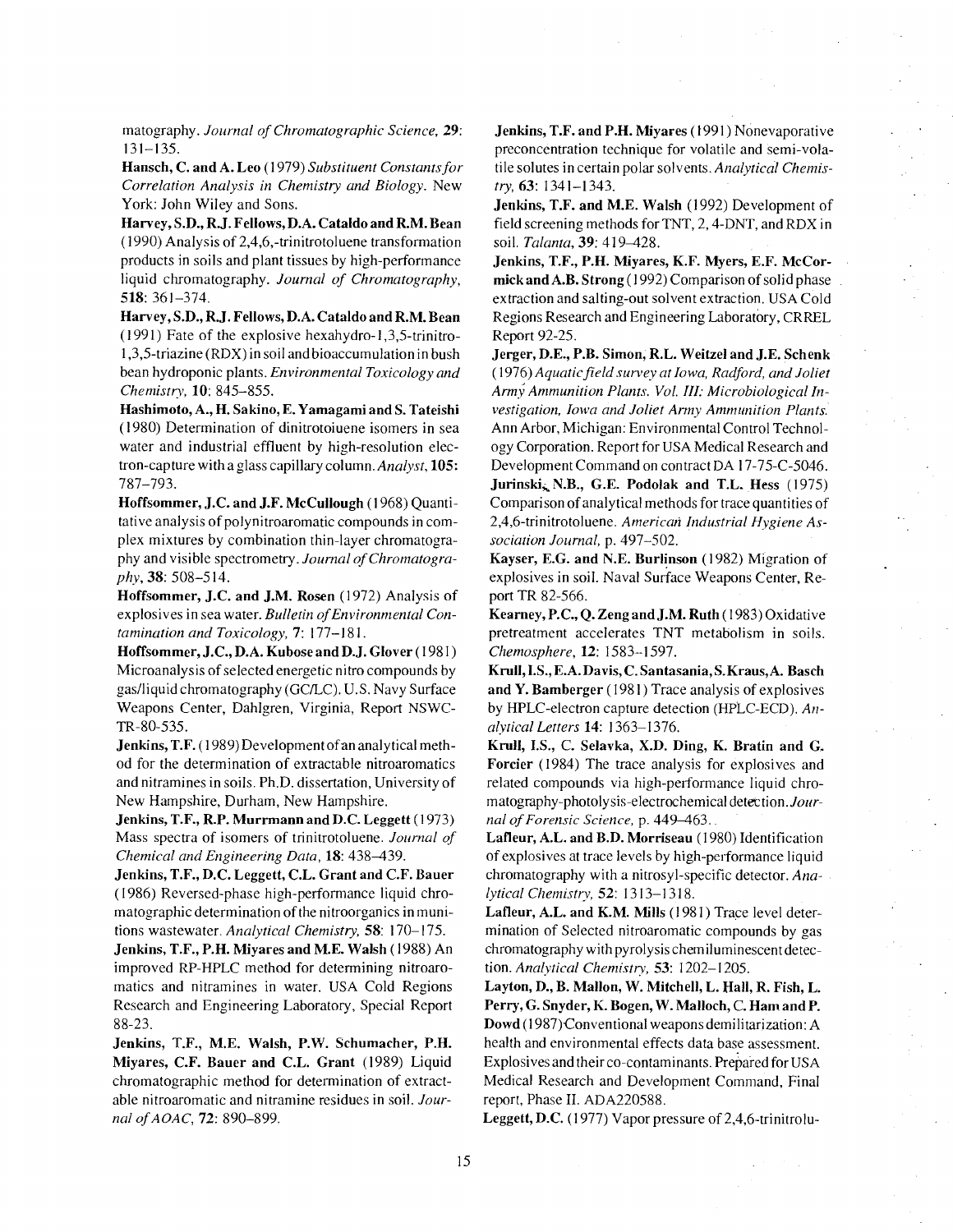matography. *Journal of Chromatographic Science*, **29**: 131–135.

**Hansch, C. and A. Leo** (1979) *Substituent Constants for Correlation Analysis in Chemistry and Biology*. New York: John Wiley and Sons.

**Harvey, S.D., R.J. Fellows, D.A. Cataldo and R.M. Bean** (1990) Analysis of 2,4,6,-trinitrotoluene transformation products in soils and plant tissues by high-performance liquid chromatography. *Journal of Chromatography*, **518**: 361–374.

**Harvey, S.D., R.J. Fellows, D.A. Cataldo and R.M. Bean** (1991) Fate of the explosive hexahydro-1,3,5-trinitro-1,3,5-triazine (RDX) in soil and bioaccumulation in bush bean hydroponic plants. *Environmental Toxicology and Chemistry*, **10**: 845–855.

**Hashimoto, A., H. Sakino, E. Yamagami and S. Tateishi** (1980) Determination of dinitrotoluene isomers in sea water and industrial effluent by high-resolution electron-capture with a glass capillary column. *Analyst*, **105**: 787–793.

**Hoffsommer, J.C. and J.F. McCullough** (1968) Quantitative analysis of polynitroaromatic compounds in complex mixtures by combination thin-layer chromatography and visible spectrometry. *Journal of Chromatography*, **38**: 508–514.

**Hoffsommer, J.C. and J.M. Rosen** (1972) Analysis of explosives in sea water. *Bulletin of Environmental Contamination and Toxicology*, **7**: 177–181.

**Hoffsommer, J.C., D.A. Kubose and D.J. Glover** (1981) Microanalysis of selected energetic nitro compounds by gas/liquid chromatography (GC/LC). U.S. Navy Surface Weapons Center, Dahlgren, Virginia, Report NSWC-TR-80-535.

**Jenkins, T.F.** (1989) Development of an analytical method for the determination of extractable nitroaromatics and nitramines in soils. Ph.D. dissertation, University of New Hampshire, Durham, New Hampshire.

**Jenkins, T.F., R.P. Murrmann and D.C. Leggett** (1973) Mass spectra of isomers of trinitrotoluene. *Journal of Chemical and Engineering Data*, **18**: 438–439.

**Jenkins, T.F., D.C. Leggett, C.L. Grant and C.F. Bauer** (1986) Reversed-phase high-performance liquid chromatographic determination of the nitroorganics in munitions wastewater. *Analytical Chemistry*, **58**: 170–175.

**Jenkins, T.F., P.H. Miyares and M.E. Walsh** (1988) An improved RP-HPLC method for determining nitroaromatics and nitramines in water. USA Cold Regions Research and Engineering Laboratory, Special Report 88-23.

**Jenkins, T.F., M.E. Walsh, P.W. Schumacher, P.H. Miyares, C.F. Bauer and C.L. Grant** (1989) Liquid chromatographic method for determination of extractable nitroaromatic and nitramine residues in soil. *Journal of AOAC*, **72**: 890–899.

**Jenkins, T.F. and P.H. Miyares** (1991) Nonevaporative preconcentration technique for volatile and semi-volatile solutes in certain polar solvents. *Analytical Chemistry*, **63**: 1341–1343.

**Jenkins, T.F. and M.E. Walsh** (1992) Development of field screening methods for TNT, 2, 4-DNT, and RDX in soil. *Talanta*, **39**: 419–428.

**Jenkins, T.F., P.H. Miyares, K.F. Myers, E.F. McCormick and A.B. Strong** (1992) Comparison of solid phase extraction and salting-out solvent extraction. USA Cold Regions Research and Engineering Laboratory, CRREL Report 92-25.

**Jerger, D.E., P.B. Simon, R.L. Weitzel and J.E. Schenk** (1976) *Aquatic field survey at Iowa, Radford, and Joliet Army Ammunition Plants. Vol. III: Microbiological Investigation, Iowa and Joliet Army Ammunition Plants.* Ann Arbor, Michigan: Environmental Control Technology Corporation. Report for USA Medical Research and Development Command on contract DA 17-75-C-5046.

**Jurinski, N.B., G.E. Podolak and T.L. Hess** (1975) Comparison of analytical methods for trace quantities of 2,4,6-trinitrotoluene. *American Industrial Hygiene Association Journal*, p. 497–502.

**Kayser, E.G. and N.E. Burlinson** (1982) Migration of explosives in soil. Naval Surface Weapons Center, Report TR 82-566.

**Kearney, P.C., Q. Zeng and J.M. Ruth** (1983) Oxidative pretreatment accelerates TNT metabolism in soils. *Chemosphere*, **12**: 1583–1597.

**Krull, I.S., E.A. Davis, C. Santasania, S. Kraus, A. Basch and Y. Bamberger** (1981) Trace analysis of explosives by HPLC-electron capture detection (HPLC-ECD). *Analytical Letters* **14**: 1363–1376.

**Krull, I.S., C. Selavka, X.D. Ding, K. Bratin and G. Forcier** (1984) The trace analysis for explosives and related compounds via high-performance liquid chromatography-photolysis-electrochemical detection. *Journal of Forensic Science*, p. 449–463.

**Lafleur, A.L. and B.D. Morriseau** (1980) Identification of explosives at trace levels by high-performance liquid chromatography with a nitrosyl-specific detector. *Analytical Chemistry*, **52**: 1313–1318.

**Lafleur, A.L. and K.M. Mills** (1981) Trace level determination of Selected nitroaromatic compounds by gas chromatography with pyrolysis chemiluminescent detection. *Analytical Chemistry*, **53**: 1202–1205.

**Layton, D., B. Mallon, W. Mitchell, L. Hall, R. Fish, L. Perry, G. Snyder, K. Bogen, W. Malloch, C. Ham and P. Dowd** (1987) Conventional weapons demilitarization: A health and environmental effects data base assessment. Explosives and their co-contaminants. Prepared for USA Medical Research and Development Command, Final report, Phase II. ADA220588.

**Leggett, D.C.** (1977) Vapor pressure of 2,4,6-trinitrolu-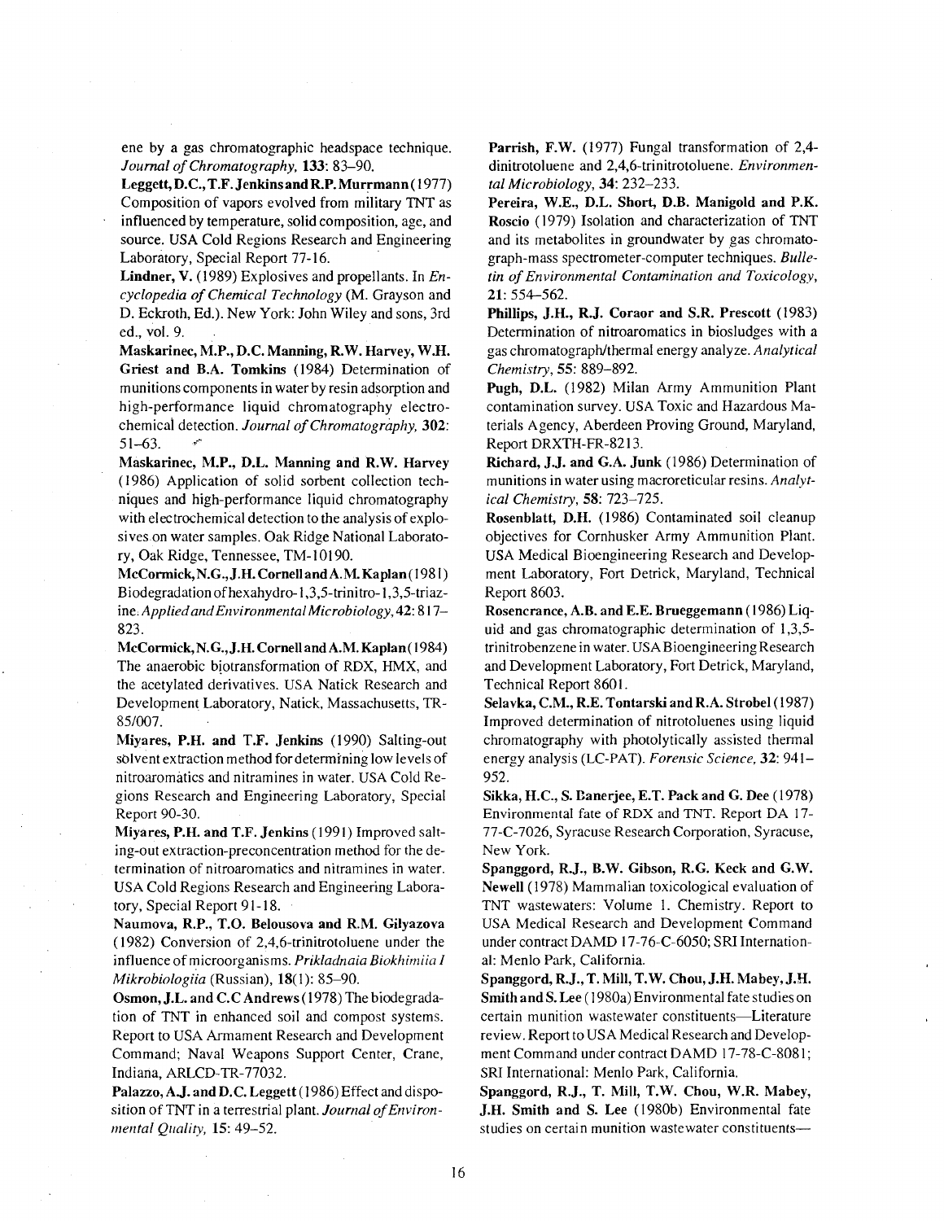ene by a gas chromatographic headspace technique. *Journal of Chromatography,* **133**: 83–90.

**Leggett, D.C., T.F. Jenkins and R.P. Murrmann** (1977) Composition of vapors evolved from military TNT as influenced by temperature, solid composition, age, and source. USA Cold Regions Research and Engineering Laboratory, Special Report 77-16.

**Lindner, V.** (1989) Explosives and propellants. In *Encyclopedia of Chemical Technology* (M. Grayson and D. Eckroth, Ed.). New York: John Wiley and sons, 3rd ed., vol. 9.

**Maskarinec, M.P., D.C. Manning, R.W. Harvey, W.H. Griest and B.A. Tomkins** (1984) Determination of munitions components in water by resin adsorption and high-performance liquid chromatography electrochemical detection. *Journal of Chromatography,* **302**: 51–63.

**Maskarinec, M.P., D.L. Manning and R.W. Harvey** (1986) Application of solid sorbent collection techniques and high-performance liquid chromatography with electrochemical detection to the analysis of explosives on water samples. Oak Ridge National Laboratory, Oak Ridge, Tennessee, TM-10190.

**McCormick, N.G., J.H. Cornell and A.M. Kaplan** (1981) Biodegradation of hexahydro-1,3,5-trinitro-1,3,5-triazine. *Applied and Environmental Microbiology,* **42**: 817–823.

**McCormick, N.G., J.H. Cornell and A.M. Kaplan** (1984) The anaerobic biotransformation of RDX, HMX, and the acetylated derivatives. USA Natick Research and Development Laboratory, Natick, Massachusetts, TR-85/007.

**Miyares, P.H. and T.F. Jenkins** (1990) Salting-out solvent extraction method for determining low levels of nitroaromatics and nitramines in water. USA Cold Regions Research and Engineering Laboratory, Special Report 90-30.

**Miyares, P.H. and T.F. Jenkins** (1991) Improved salting-out extraction-preconcentration method for the determination of nitroaromatics and nitramines in water. USA Cold Regions Research and Engineering Laboratory, Special Report 91-18.

**Naumova, R.P., T.O. Belousova and R.M. Gilyazova** (1982) Conversion of 2,4,6-trinitrotoluene under the influence of microorganisms. *Prikladnaia Biokhimiia I Mikrobiologiia* (Russian), **18**(1): 85–90.

**Osmon, J.L. and C.C Andrews** (1978) The biodegradation of TNT in enhanced soil and compost systems. Report to USA Armament Research and Development Command; Naval Weapons Support Center, Crane, Indiana, ARLCD-TR-77032.

**Palazzo, A.J. and D.C. Leggett** (1986) Effect and disposition of TNT in a terrestrial plant. *Journal of Environmental Quality,* **15**: 49–52.

**Parrish, F.W.** (1977) Fungal transformation of 2,4-dinitrotoluene and 2,4,6-trinitrotoluene. *Environmental Microbiology,* **34**: 232–233.

**Pereira, W.E., D.L. Short, D.B. Manigold and P.K. Roscio** (1979) Isolation and characterization of TNT and its metabolites in groundwater by gas chromatograph-mass spectrometer-computer techniques. *Bulletin of Environmental Contamination and Toxicology,* **21**: 554–562.

**Phillips, J.H., R.J. Coraor and S.R. Prescott** (1983) Determination of nitroaromatics in biosludges with a gas chromatograph/thermal energy analyze. *Analytical Chemistry,* **55**: 889–892.

**Pugh, D.L.** (1982) Milan Army Ammunition Plant contamination survey. USA Toxic and Hazardous Materials Agency, Aberdeen Proving Ground, Maryland, Report DRXTH-FR-8213.

**Richard, J.J. and G.A. Junk** (1986) Determination of munitions in water using macroreticular resins. *Analytical Chemistry,* **58**: 723–725.

**Rosenblatt, D.H.** (1986) Contaminated soil cleanup objectives for Cornhusker Army Ammunition Plant. USA Medical Bioengineering Research and Development Laboratory, Fort Detrick, Maryland, Technical Report 8603.

**Rosencrance, A.B. and E.E. Brueggemann** (1986) Liquid and gas chromatographic determination of 1,3,5-trinitrobenzene in water. USA Bioengineering Research and Development Laboratory, Fort Detrick, Maryland, Technical Report 8601.

**Selavka, C.M., R.E. Tontarski and R.A. Strobel** (1987) Improved determination of nitrotoluenes using liquid chromatography with photolytically assisted thermal energy analysis (LC-PAT). *Forensic Science,* **32**: 941–952.

**Sikka, H.C., S. Banerjee, E.T. Pack and G. Dee** (1978) Environmental fate of RDX and TNT. Report DA 17-77-C-7026, Syracuse Research Corporation, Syracuse, New York.

**Spanggord, R.J., B.W. Gibson, R.G. Keck and G.W. Newell** (1978) Mammalian toxicological evaluation of TNT wastewaters: Volume 1. Chemistry. Report to USA Medical Research and Development Command under contract DAMD 17-76-C-6050; SRI International: Menlo Park, California.

**Spanggord, R.J., T. Mill, T.W. Chou, J.H. Mabey, J.H. Smith and S. Lee** (1980a) Environmental fate studies on certain munition wastewater constituents—Literature review. Report to USA Medical Research and Development Command under contract DAMD 17-78-C-8081; SRI International: Menlo Park, California.

**Spanggord, R.J., T. Mill, T.W. Chou, W.R. Mabey, J.H. Smith and S. Lee** (1980b) Environmental fate studies on certain munition wastewater constituents—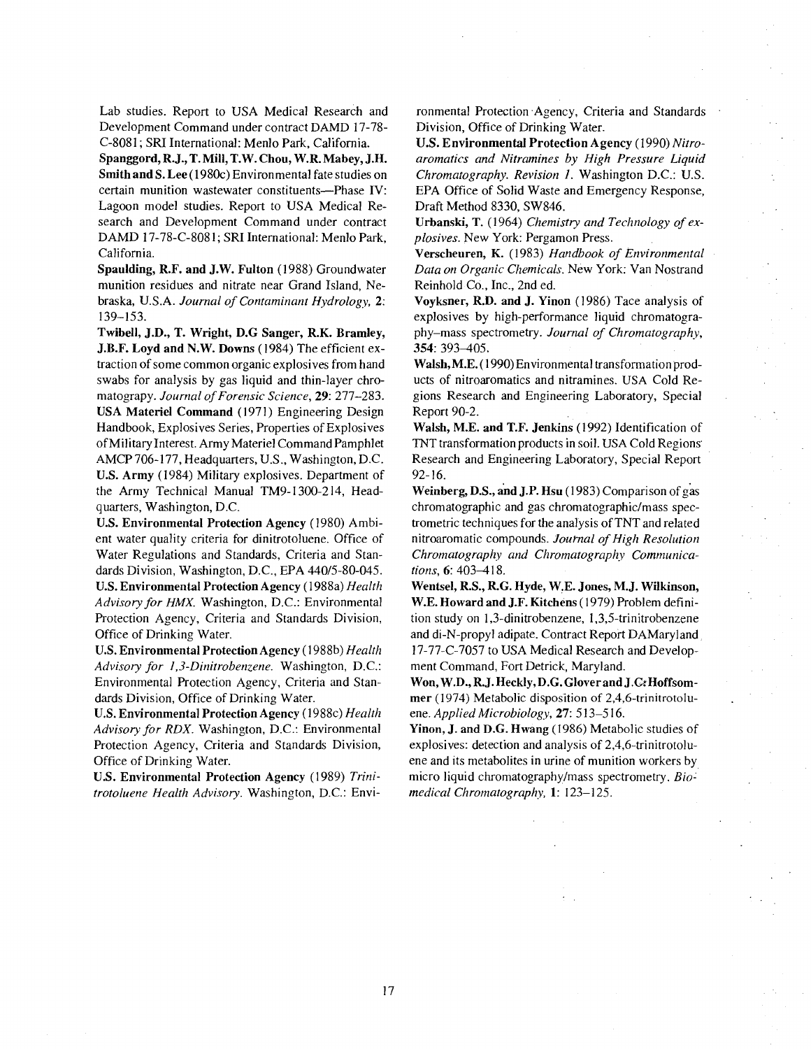Lab studies. Report to USA Medical Research and Development Command under contract DAMD 17-78-C-8081; SRI International: Menlo Park, California.

**Spanggord, R.J., T. Mill, T.W. Chou, W.R. Mabey, J.H. Smith and S. Lee** (1980c) Environmental fate studies on certain munition wastewater constituents—Phase IV: Lagoon model studies. Report to USA Medical Research and Development Command under contract DAMD 17-78-C-8081; SRI International: Menlo Park, California.

**Spaulding, R.F. and J.W. Fulton** (1988) Groundwater munition residues and nitrate near Grand Island, Nebraska, U.S.A. *Journal of Contaminant Hydrology*, **2**: 139–153.

**Twibell, J.D., T. Wright, D.G Sanger, R.K. Bramley, J.B.F. Loyd and N.W. Downs** (1984) The efficient extraction of some common organic explosives from hand swabs for analysis by gas liquid and thin-layer chromatograpy. *Journal of Forensic Science*, **29**: 277–283.

**USA Materiel Command** (1971) Engineering Design Handbook, Explosives Series, Properties of Explosives of Military Interest. Army Materiel Command Pamphlet AMCP 706-177, Headquarters, U.S., Washington, D.C.

**U.S. Army** (1984) Military explosives. Department of the Army Technical Manual TM9-1300-214, Headquarters, Washington, D.C.

**U.S. Environmental Protection Agency** (1980) Ambient water quality criteria for dinitrotoluene. Office of Water Regulations and Standards, Criteria and Standards Division, Washington, D.C., EPA 440/5-80-045.

**U.S. Environmental Protection Agency** (1988a) *Health Advisory for HMX*. Washington, D.C.: Environmental Protection Agency, Criteria and Standards Division, Office of Drinking Water.

**U.S. Environmental Protection Agency** (1988b) *Health Advisory for 1,3-Dinitrobenzene*. Washington, D.C.: Environmental Protection Agency, Criteria and Standards Division, Office of Drinking Water.

**U.S. Environmental Protection Agency** (1988c) *Health Advisory for RDX*. Washington, D.C.: Environmental Protection Agency, Criteria and Standards Division, Office of Drinking Water.

**U.S. Environmental Protection Agency** (1989) *Trinitrotoluene Health Advisory*. Washington, D.C.: Environmental Protection Agency, Criteria and Standards Division, Office of Drinking Water.

**U.S. Environmental Protection Agency** (1990) *Nitroaromatics and Nitramines by High Pressure Liquid Chromatography. Revision 1*. Washington D.C.: U.S. EPA Office of Solid Waste and Emergency Response, Draft Method 8330, SW846.

**Urbanski, T.** (1964) *Chemistry and Technology of explosives*. New York: Pergamon Press.

**Verscheuren, K.** (1983) *Handbook of Environmental Data on Organic Chemicals*. New York: Van Nostrand Reinhold Co., Inc., 2nd ed.

**Voyksner, R.D. and J. Yinon** (1986) Tace analysis of explosives by high-performance liquid chromatography–mass spectrometry. *Journal of Chromatography*, **354**: 393–405.

**Walsh, M.E.** (1990) Environmental transformation products of nitroaromatics and nitramines. USA Cold Regions Research and Engineering Laboratory, Special Report 90-2.

**Walsh, M.E. and T.F. Jenkins** (1992) Identification of TNT transformation products in soil. USA Cold Regions Research and Engineering Laboratory, Special Report 92-16.

**Weinberg, D.S., and J.P. Hsu** (1983) Comparison of gas chromatographic and gas chromatographic/mass spectrometric techniques for the analysis of TNT and related nitroaromatic compounds. *Journal of High Resolution Chromatography and Chromatography Communications*, **6**: 403–418.

**Wentsel, R.S., R.G. Hyde, W.E. Jones, M.J. Wilkinson, W.E. Howard and J.F. Kitchens** (1979) Problem definition study on 1,3-dinitrobenzene, 1,3,5-trinitrobenzene and di-N-propyl adipate. Contract Report DAMaryland 17-77-C-7057 to USA Medical Research and Development Command, Fort Detrick, Maryland.

**Won, W.D., R.J. Heckly, D.G. Glover and J.C. Hoffsommer** (1974) Metabolic disposition of 2,4,6-trinitrotoluene. *Applied Microbiology*, **27**: 513–516.

**Yinon, J. and D.G. Hwang** (1986) Metabolic studies of explosives: detection and analysis of 2,4,6-trinitrotoluene and its metabolites in urine of munition workers by micro liquid chromatography/mass spectrometry. *Biomedical Chromatography*, **1**: 123–125.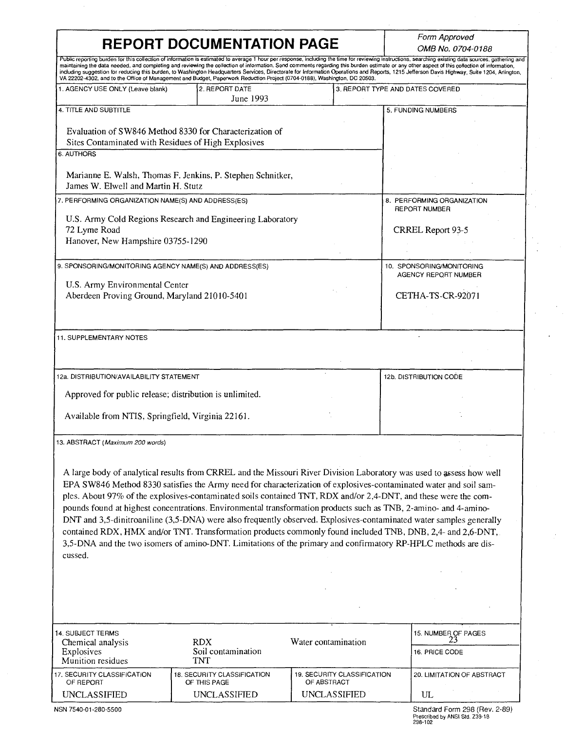# REPORT DOCUMENTATION PAGE

*Form Approved*
*OMB No. 0704-0188*

Public reporting burden for this collection of information is estimated to average 1 hour per response, including the time for reviewing instructions, searching existing data sources, gathering and maintaining the data needed, and completing and reviewing the collection of information. Send comments regarding this burden estimate or any other aspect of this collection of information, including suggestion for reducing this burden, to Washington Headquarters Services, Directorate for Information Operations and Reports, 1215 Jefferson Davis Highway, Suite 1204, Arlington, VA 22202-4302, and to the Office of Management and Budget, Paperwork Reduction Project (0704-0188), Washington, DC 20503.

| 1. AGENCY USE ONLY (Leave blank) | 2. REPORT DATE | 3. REPORT TYPE AND DATES COVERED |
|---|---|---|
| | June 1993 | |

**4. TITLE AND SUBTITLE**

Evaluation of SW846 Method 8330 for Characterization of Sites Contaminated with Residues of High Explosives

**5. FUNDING NUMBERS**

**6. AUTHORS**

Marianne E. Walsh, Thomas F. Jenkins, P. Stephen Schnitker, James W. Elwell and Martin H. Stutz

**7. PERFORMING ORGANIZATION NAME(S) AND ADDRESS(ES)**

U.S. Army Cold Regions Research and Engineering Laboratory
72 Lyme Road
Hanover, New Hampshire 03755-1290

**8. PERFORMING ORGANIZATION REPORT NUMBER**

CRREL Report 93-5

**9. SPONSORING/MONITORING AGENCY NAME(S) AND ADDRESS(ES)**

U.S. Army Environmental Center
Aberdeen Proving Ground, Maryland 21010-5401

**10. SPONSORING/MONITORING AGENCY REPORT NUMBER**

CETHA-TS-CR-92071

**11. SUPPLEMENTARY NOTES**

**12a. DISTRIBUTION/AVAILABILITY STATEMENT**

Approved for public release; distribution is unlimited.

Available from NTIS, Springfield, Virginia 22161.

**12b. DISTRIBUTION CODE**

**13. ABSTRACT** (*Maximum 200 words*)

A large body of analytical results from CRREL and the Missouri River Division Laboratory was used to assess how well EPA SW846 Method 8330 satisfies the Army need for characterization of explosives-contaminated water and soil samples. About 97% of the explosives-contaminated soils contained TNT, RDX and/or 2,4-DNT, and these were the compounds found at highest concentrations. Environmental transformation products such as TNB, 2-amino- and 4-amino-DNT and 3,5-dinitroaniline (3,5-DNA) were also frequently observed. Explosives-contaminated water samples generally contained RDX, HMX and/or TNT. Transformation products commonly found included TNB, DNB, 2,4- and 2,6-DNT, 3,5-DNA and the two isomers of amino-DNT. Limitations of the primary and confirmatory RP-HPLC methods are discussed.

**14. SUBJECT TERMS**

| | | |
|---|---|---|
| Chemical analysis | RDX | Water contamination |
| Explosives | Soil contamination | |
| Munition residues | TNT | |

**15. NUMBER OF PAGES**

23

**16. PRICE CODE**

| 17. SECURITY CLASSIFICATION OF REPORT | 18. SECURITY CLASSIFICATION OF THIS PAGE | 19. SECURITY CLASSIFICATION OF ABSTRACT | 20. LIMITATION OF ABSTRACT |
|---|---|---|---|
| UNCLASSIFIED | UNCLASSIFIED | UNCLASSIFIED | UL |

NSN 7540-01-280-5500

Standard Form 298 (Rev. 2-89)
Prescribed by ANSI Std. Z39-18
298-102